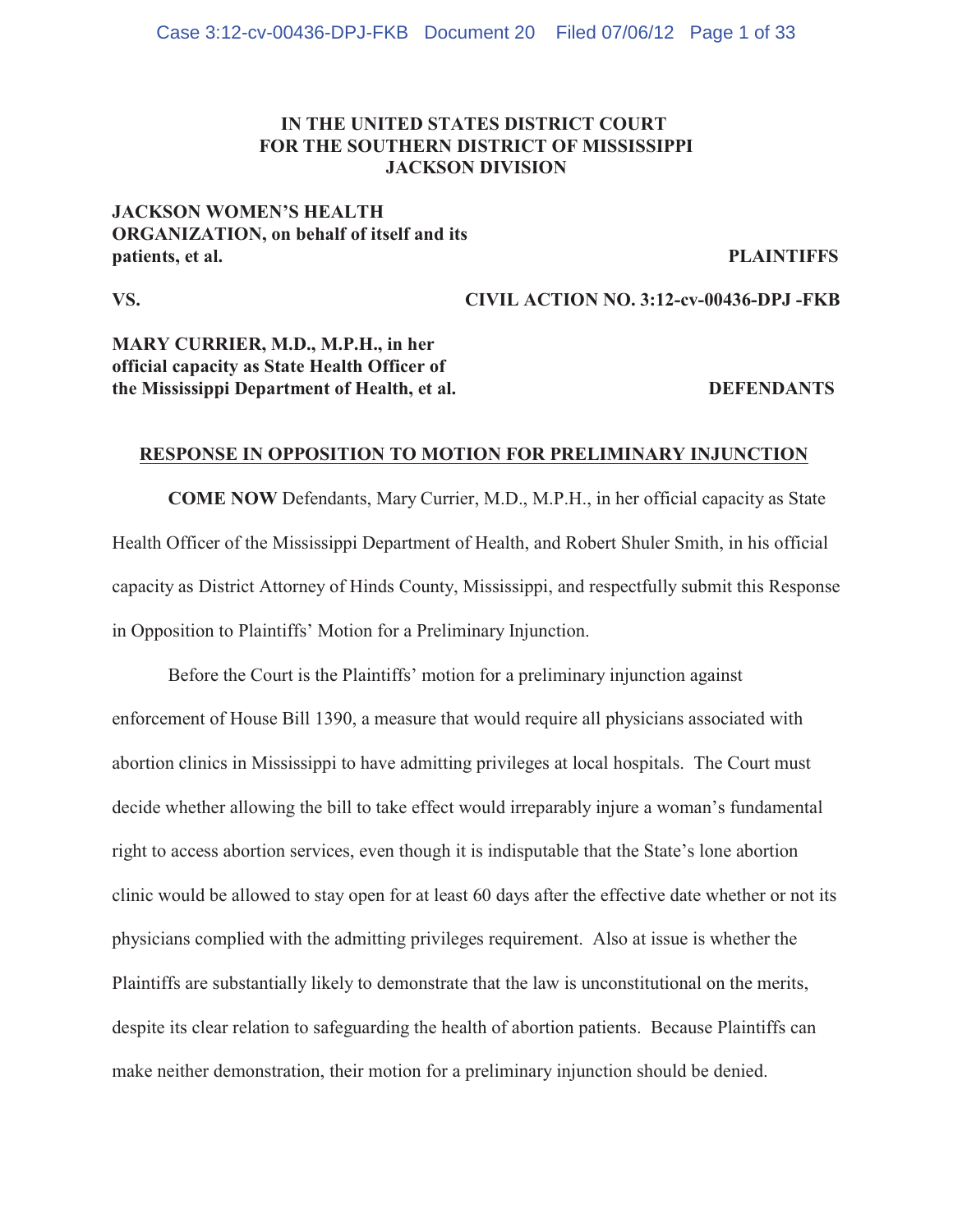**IN THE UNITED STATES DISTRICT COURT**
**FOR THE SOUTHERN DISTRICT OF MISSISSIPPI**
**JACKSON DIVISION**

**JACKSON WOMEN'S HEALTH ORGANIZATION, on behalf of itself and its patients, et al.** **PLAINTIFFS**

**VS.** **CIVIL ACTION NO. 3:12-cv-00436-DPJ -FKB**

**MARY CURRIER, M.D., M.P.H., in her official capacity as State Health Officer of the Mississippi Department of Health, et al.** **DEFENDANTS**

**RESPONSE IN OPPOSITION TO MOTION FOR PRELIMINARY INJUNCTION**

**COME NOW** Defendants, Mary Currier, M.D., M.P.H., in her official capacity as State Health Officer of the Mississippi Department of Health, and Robert Shuler Smith, in his official capacity as District Attorney of Hinds County, Mississippi, and respectfully submit this Response in Opposition to Plaintiffs' Motion for a Preliminary Injunction.

Before the Court is the Plaintiffs' motion for a preliminary injunction against enforcement of House Bill 1390, a measure that would require all physicians associated with abortion clinics in Mississippi to have admitting privileges at local hospitals. The Court must decide whether allowing the bill to take effect would irreparably injure a woman's fundamental right to access abortion services, even though it is indisputable that the State's lone abortion clinic would be allowed to stay open for at least 60 days after the effective date whether or not its physicians complied with the admitting privileges requirement. Also at issue is whether the Plaintiffs are substantially likely to demonstrate that the law is unconstitutional on the merits, despite its clear relation to safeguarding the health of abortion patients. Because Plaintiffs can make neither demonstration, their motion for a preliminary injunction should be denied.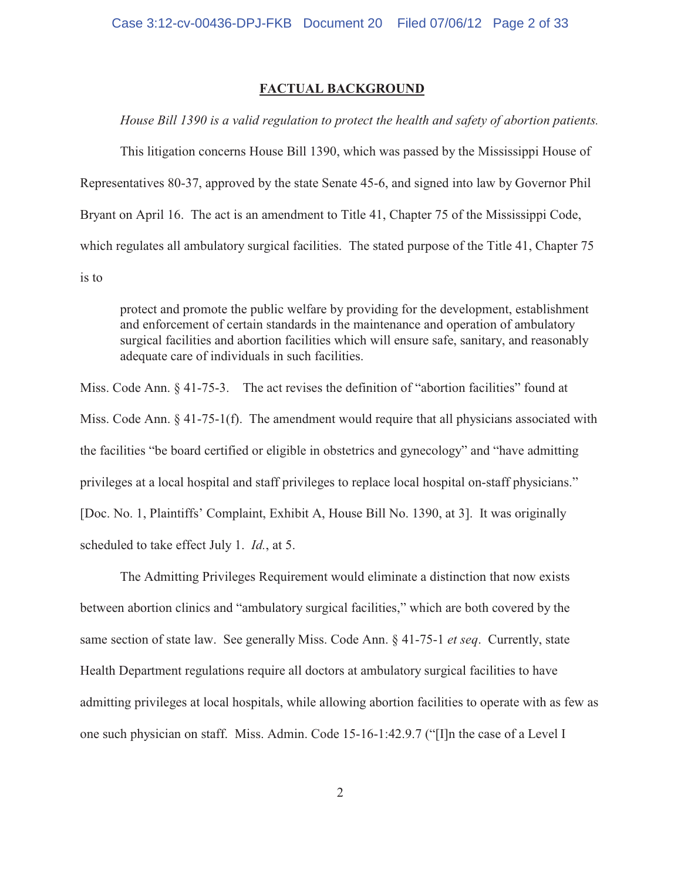## **FACTUAL BACKGROUND**

*House Bill 1390 is a valid regulation to protect the health and safety of abortion patients.*

This litigation concerns House Bill 1390, which was passed by the Mississippi House of Representatives 80-37, approved by the state Senate 45-6, and signed into law by Governor Phil Bryant on April 16. The act is an amendment to Title 41, Chapter 75 of the Mississippi Code, which regulates all ambulatory surgical facilities. The stated purpose of the Title 41, Chapter 75 is to

> protect and promote the public welfare by providing for the development, establishment and enforcement of certain standards in the maintenance and operation of ambulatory surgical facilities and abortion facilities which will ensure safe, sanitary, and reasonably adequate care of individuals in such facilities.

Miss. Code Ann. § 41-75-3. The act revises the definition of "abortion facilities" found at Miss. Code Ann. § 41-75-1(f). The amendment would require that all physicians associated with the facilities "be board certified or eligible in obstetrics and gynecology" and "have admitting privileges at a local hospital and staff privileges to replace local hospital on-staff physicians." [Doc. No. 1, Plaintiffs' Complaint, Exhibit A, House Bill No. 1390, at 3]. It was originally scheduled to take effect July 1. *Id.*, at 5.

The Admitting Privileges Requirement would eliminate a distinction that now exists between abortion clinics and "ambulatory surgical facilities," which are both covered by the same section of state law. See generally Miss. Code Ann. § 41-75-1 *et seq*. Currently, state Health Department regulations require all doctors at ambulatory surgical facilities to have admitting privileges at local hospitals, while allowing abortion facilities to operate with as few as one such physician on staff. Miss. Admin. Code 15-16-1:42.9.7 ("[I]n the case of a Level I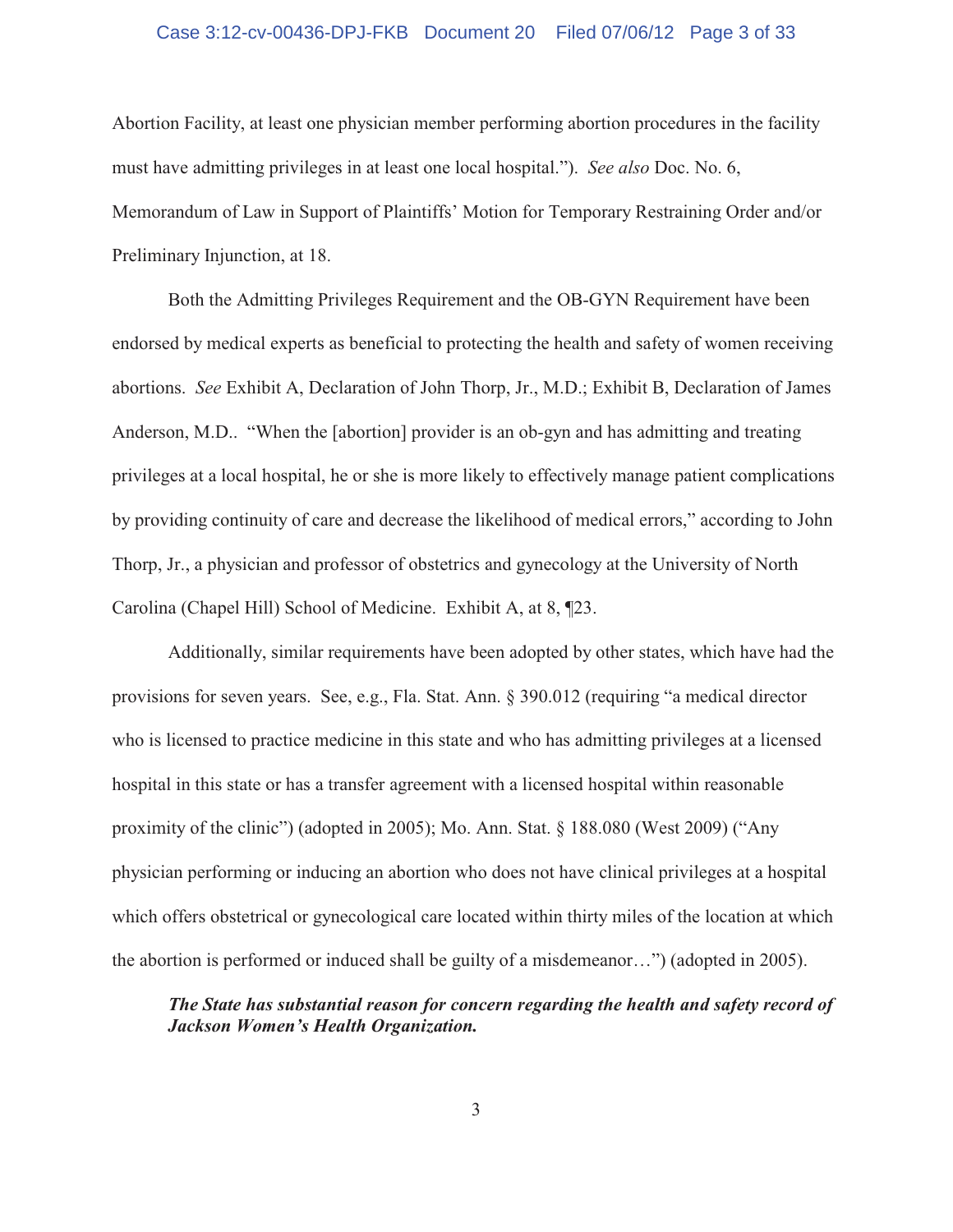Abortion Facility, at least one physician member performing abortion procedures in the facility must have admitting privileges in at least one local hospital."). *See also* Doc. No. 6, Memorandum of Law in Support of Plaintiffs' Motion for Temporary Restraining Order and/or Preliminary Injunction, at 18.

Both the Admitting Privileges Requirement and the OB-GYN Requirement have been endorsed by medical experts as beneficial to protecting the health and safety of women receiving abortions. *See* Exhibit A, Declaration of John Thorp, Jr., M.D.; Exhibit B, Declaration of James Anderson, M.D.. "When the [abortion] provider is an ob-gyn and has admitting and treating privileges at a local hospital, he or she is more likely to effectively manage patient complications by providing continuity of care and decrease the likelihood of medical errors," according to John Thorp, Jr., a physician and professor of obstetrics and gynecology at the University of North Carolina (Chapel Hill) School of Medicine. Exhibit A, at 8, ¶23.

Additionally, similar requirements have been adopted by other states, which have had the provisions for seven years. See, e.g., Fla. Stat. Ann. § 390.012 (requiring "a medical director who is licensed to practice medicine in this state and who has admitting privileges at a licensed hospital in this state or has a transfer agreement with a licensed hospital within reasonable proximity of the clinic") (adopted in 2005); Mo. Ann. Stat. § 188.080 (West 2009) ("Any physician performing or inducing an abortion who does not have clinical privileges at a hospital which offers obstetrical or gynecological care located within thirty miles of the location at which the abortion is performed or induced shall be guilty of a misdemeanor…") (adopted in 2005).

***The State has substantial reason for concern regarding the health and safety record of Jackson Women's Health Organization.***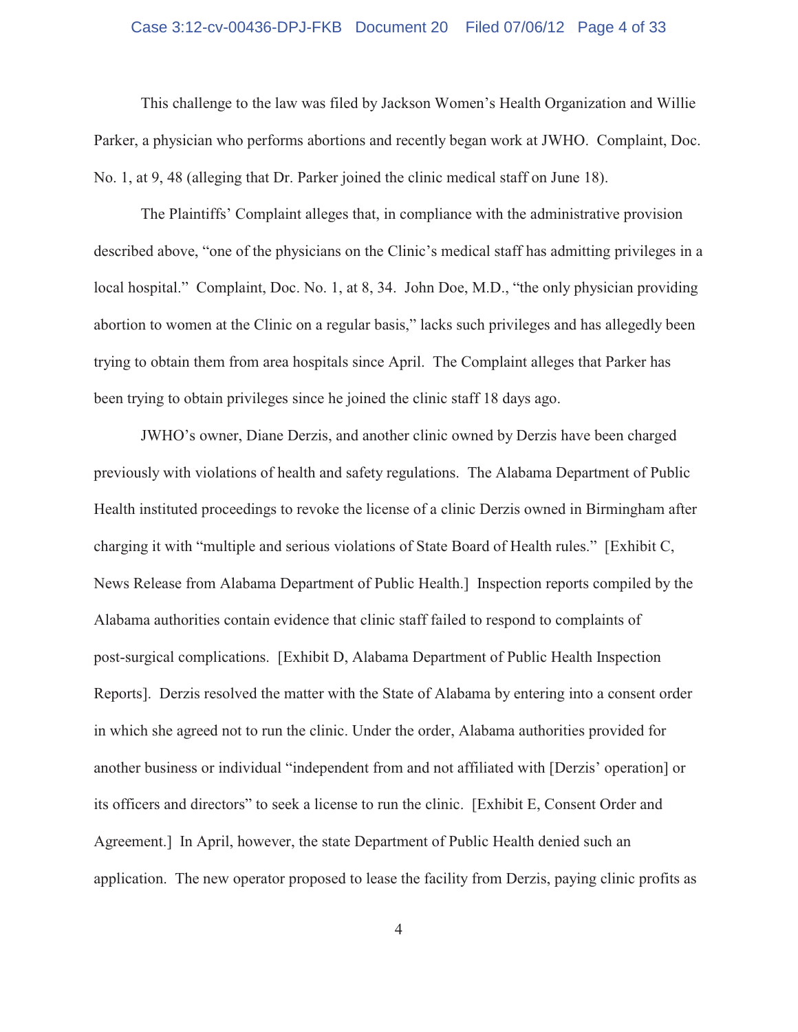This challenge to the law was filed by Jackson Women's Health Organization and Willie Parker, a physician who performs abortions and recently began work at JWHO. Complaint, Doc. No. 1, at 9, 48 (alleging that Dr. Parker joined the clinic medical staff on June 18).

The Plaintiffs' Complaint alleges that, in compliance with the administrative provision described above, "one of the physicians on the Clinic's medical staff has admitting privileges in a local hospital." Complaint, Doc. No. 1, at 8, 34. John Doe, M.D., "the only physician providing abortion to women at the Clinic on a regular basis," lacks such privileges and has allegedly been trying to obtain them from area hospitals since April. The Complaint alleges that Parker has been trying to obtain privileges since he joined the clinic staff 18 days ago.

JWHO's owner, Diane Derzis, and another clinic owned by Derzis have been charged previously with violations of health and safety regulations. The Alabama Department of Public Health instituted proceedings to revoke the license of a clinic Derzis owned in Birmingham after charging it with "multiple and serious violations of State Board of Health rules." [Exhibit C, News Release from Alabama Department of Public Health.] Inspection reports compiled by the Alabama authorities contain evidence that clinic staff failed to respond to complaints of post-surgical complications. [Exhibit D, Alabama Department of Public Health Inspection Reports]. Derzis resolved the matter with the State of Alabama by entering into a consent order in which she agreed not to run the clinic. Under the order, Alabama authorities provided for another business or individual "independent from and not affiliated with [Derzis' operation] or its officers and directors" to seek a license to run the clinic. [Exhibit E, Consent Order and Agreement.] In April, however, the state Department of Public Health denied such an application. The new operator proposed to lease the facility from Derzis, paying clinic profits as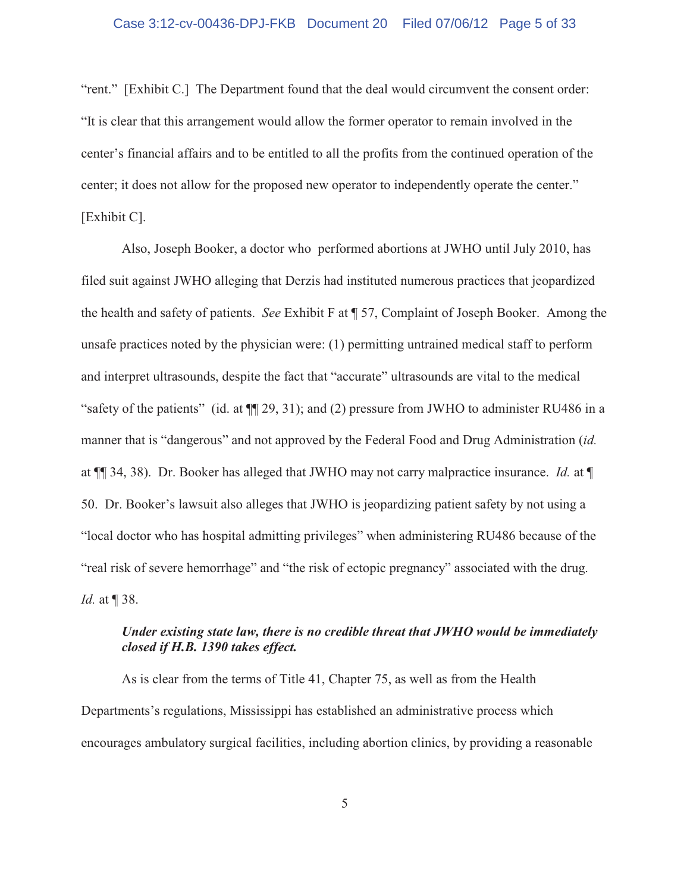"rent." [Exhibit C.] The Department found that the deal would circumvent the consent order: "It is clear that this arrangement would allow the former operator to remain involved in the center's financial affairs and to be entitled to all the profits from the continued operation of the center; it does not allow for the proposed new operator to independently operate the center." [Exhibit C].

Also, Joseph Booker, a doctor who performed abortions at JWHO until July 2010, has filed suit against JWHO alleging that Derzis had instituted numerous practices that jeopardized the health and safety of patients. *See* Exhibit F at ¶ 57, Complaint of Joseph Booker. Among the unsafe practices noted by the physician were: (1) permitting untrained medical staff to perform and interpret ultrasounds, despite the fact that "accurate" ultrasounds are vital to the medical "safety of the patients" (id. at ¶¶ 29, 31); and (2) pressure from JWHO to administer RU486 in a manner that is "dangerous" and not approved by the Federal Food and Drug Administration (*id.* at ¶¶ 34, 38). Dr. Booker has alleged that JWHO may not carry malpractice insurance. *Id.* at ¶ 50. Dr. Booker's lawsuit also alleges that JWHO is jeopardizing patient safety by not using a "local doctor who has hospital admitting privileges" when administering RU486 because of the "real risk of severe hemorrhage" and "the risk of ectopic pregnancy" associated with the drug. *Id.* at ¶ 38.

***Under existing state law, there is no credible threat that JWHO would be immediately closed if H.B. 1390 takes effect.***

As is clear from the terms of Title 41, Chapter 75, as well as from the Health Departments's regulations, Mississippi has established an administrative process which encourages ambulatory surgical facilities, including abortion clinics, by providing a reasonable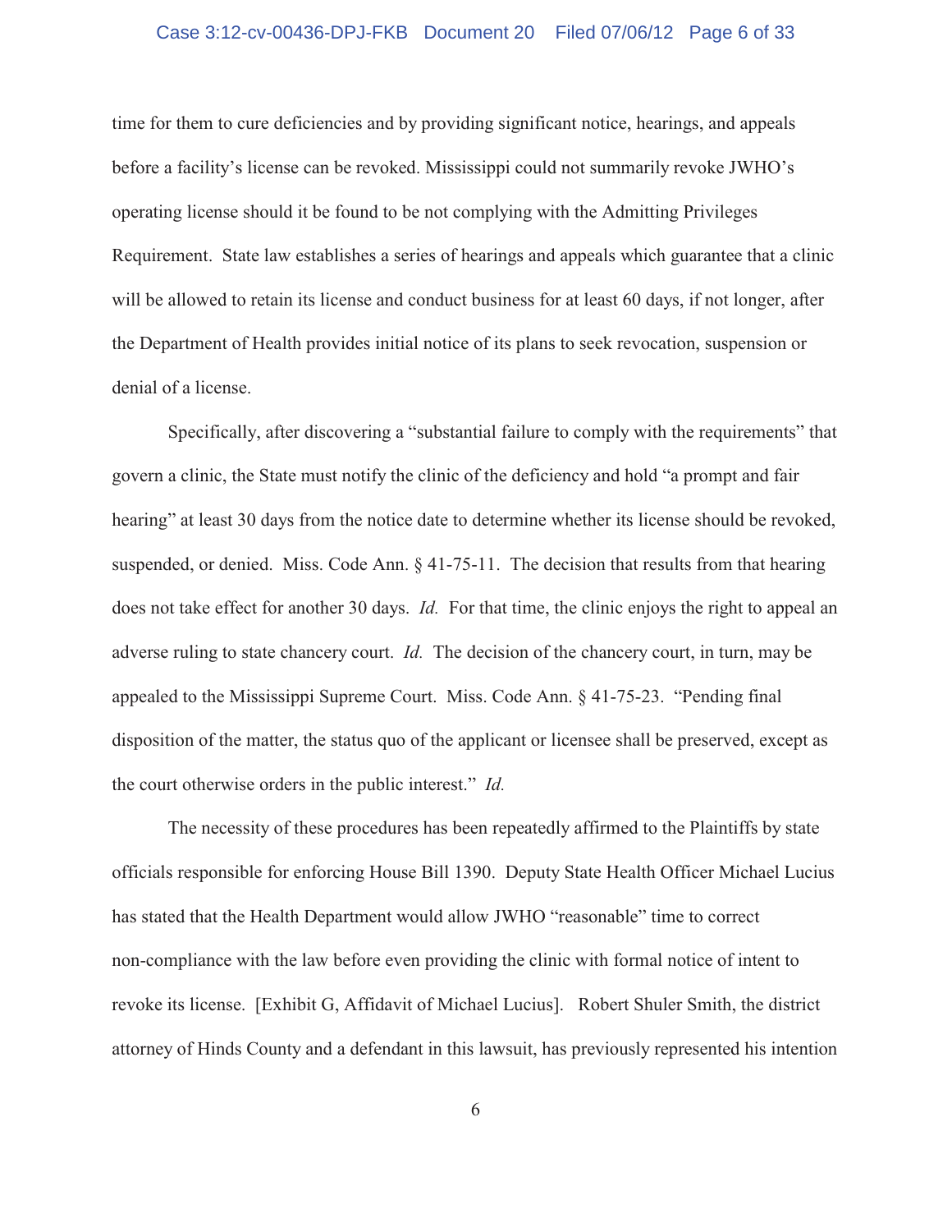time for them to cure deficiencies and by providing significant notice, hearings, and appeals before a facility's license can be revoked. Mississippi could not summarily revoke JWHO's operating license should it be found to be not complying with the Admitting Privileges Requirement. State law establishes a series of hearings and appeals which guarantee that a clinic will be allowed to retain its license and conduct business for at least 60 days, if not longer, after the Department of Health provides initial notice of its plans to seek revocation, suspension or denial of a license.

Specifically, after discovering a "substantial failure to comply with the requirements" that govern a clinic, the State must notify the clinic of the deficiency and hold "a prompt and fair hearing" at least 30 days from the notice date to determine whether its license should be revoked, suspended, or denied. Miss. Code Ann. § 41-75-11. The decision that results from that hearing does not take effect for another 30 days. *Id.* For that time, the clinic enjoys the right to appeal an adverse ruling to state chancery court. *Id.* The decision of the chancery court, in turn, may be appealed to the Mississippi Supreme Court. Miss. Code Ann. § 41-75-23. "Pending final disposition of the matter, the status quo of the applicant or licensee shall be preserved, except as the court otherwise orders in the public interest." *Id.*

The necessity of these procedures has been repeatedly affirmed to the Plaintiffs by state officials responsible for enforcing House Bill 1390. Deputy State Health Officer Michael Lucius has stated that the Health Department would allow JWHO "reasonable" time to correct non-compliance with the law before even providing the clinic with formal notice of intent to revoke its license. [Exhibit G, Affidavit of Michael Lucius]. Robert Shuler Smith, the district attorney of Hinds County and a defendant in this lawsuit, has previously represented his intention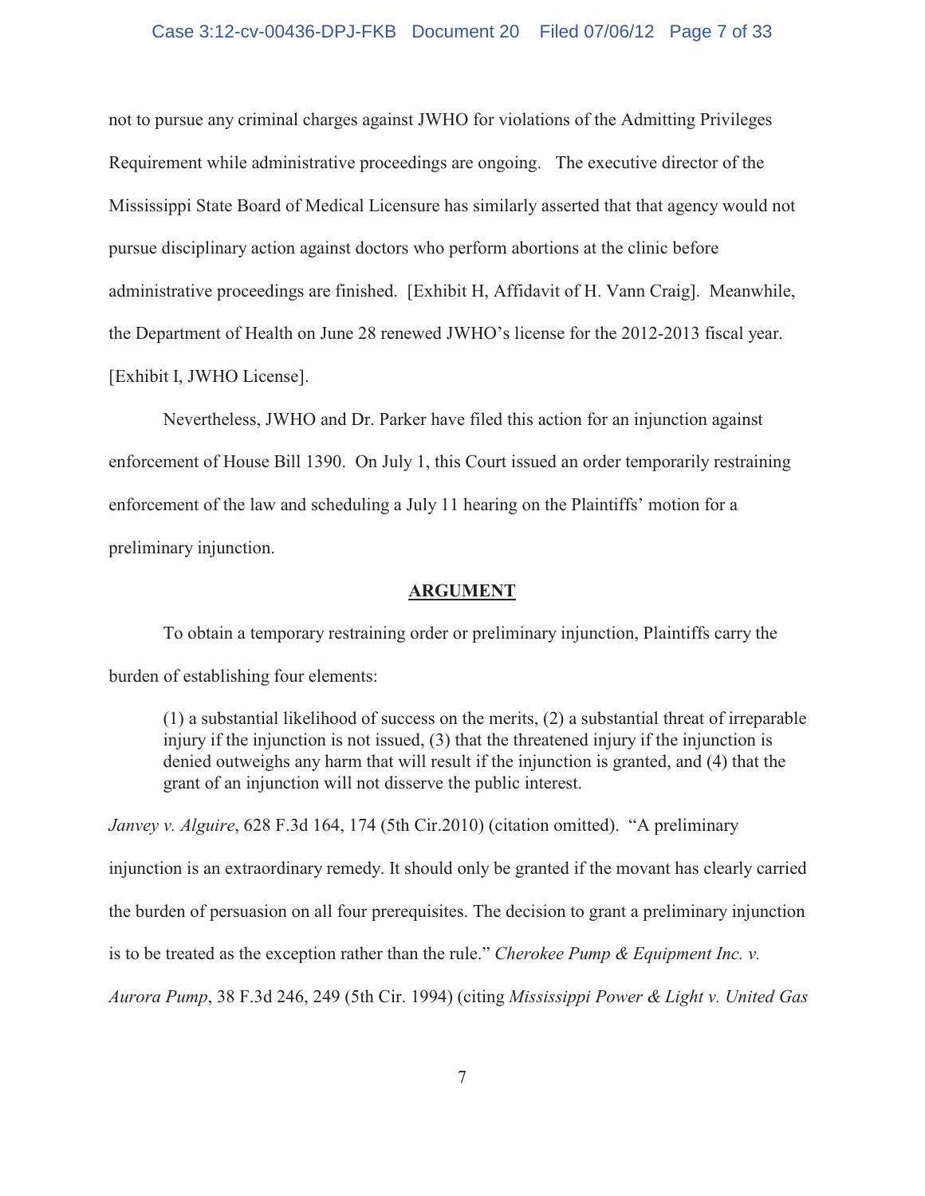not to pursue any criminal charges against JWHO for violations of the Admitting Privileges Requirement while administrative proceedings are ongoing. The executive director of the Mississippi State Board of Medical Licensure has similarly asserted that that agency would not pursue disciplinary action against doctors who perform abortions at the clinic before administrative proceedings are finished. [Exhibit H, Affidavit of H. Vann Craig]. Meanwhile, the Department of Health on June 28 renewed JWHO's license for the 2012-2013 fiscal year. [Exhibit I, JWHO License].

Nevertheless, JWHO and Dr. Parker have filed this action for an injunction against enforcement of House Bill 1390. On July 1, this Court issued an order temporarily restraining enforcement of the law and scheduling a July 11 hearing on the Plaintiffs' motion for a preliminary injunction.

## ARGUMENT

To obtain a temporary restraining order or preliminary injunction, Plaintiffs carry the burden of establishing four elements:

> (1) a substantial likelihood of success on the merits, (2) a substantial threat of irreparable injury if the injunction is not issued, (3) that the threatened injury if the injunction is denied outweighs any harm that will result if the injunction is granted, and (4) that the grant of an injunction will not disserve the public interest.

*Janvey v. Alguire*, 628 F.3d 164, 174 (5th Cir.2010) (citation omitted). "A preliminary injunction is an extraordinary remedy. It should only be granted if the movant has clearly carried the burden of persuasion on all four prerequisites. The decision to grant a preliminary injunction is to be treated as the exception rather than the rule." *Cherokee Pump & Equipment Inc. v. Aurora Pump*, 38 F.3d 246, 249 (5th Cir. 1994) (citing *Mississippi Power & Light v. United Gas*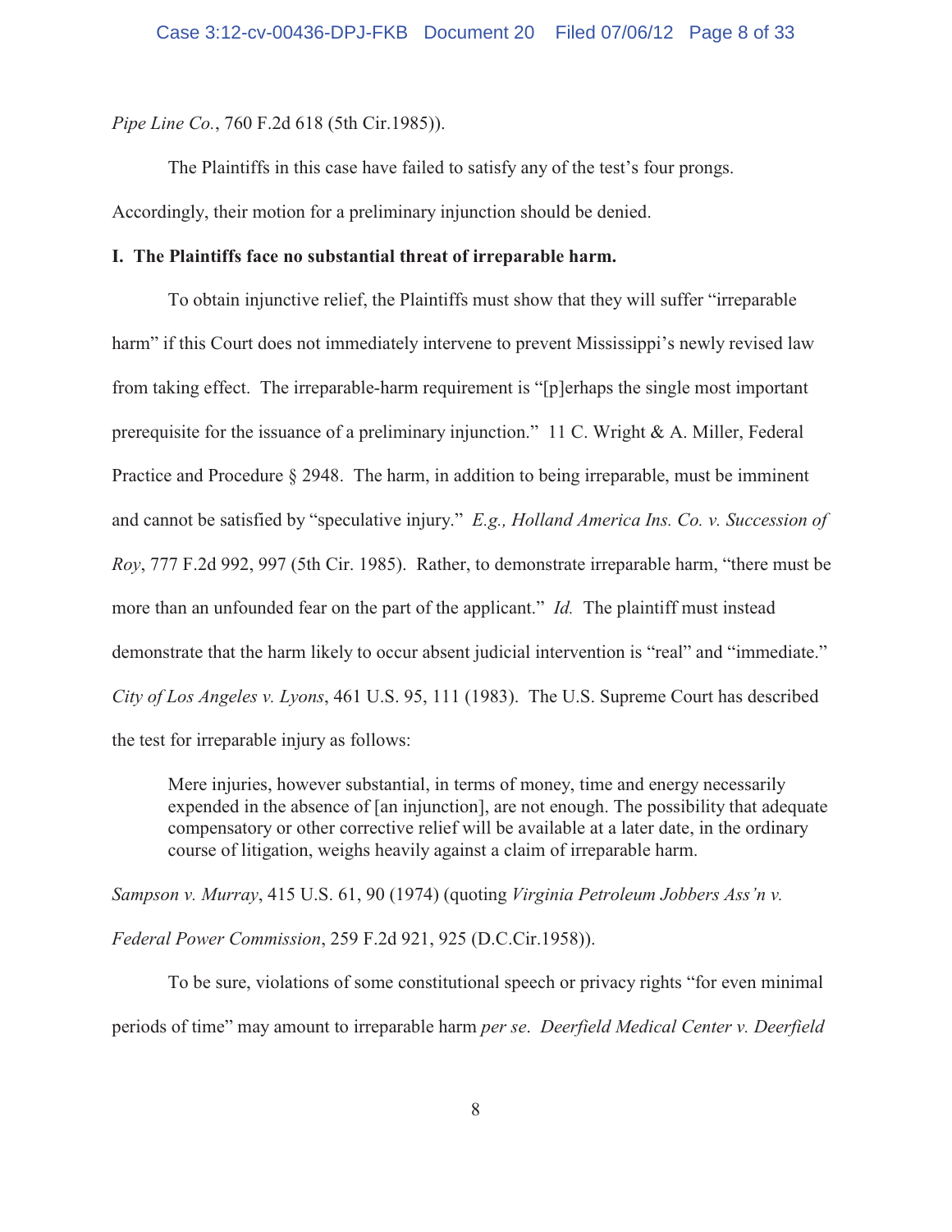*Pipe Line Co.*, 760 F.2d 618 (5th Cir.1985)).

The Plaintiffs in this case have failed to satisfy any of the test's four prongs. Accordingly, their motion for a preliminary injunction should be denied.

**I. The Plaintiffs face no substantial threat of irreparable harm.**

To obtain injunctive relief, the Plaintiffs must show that they will suffer "irreparable harm" if this Court does not immediately intervene to prevent Mississippi's newly revised law from taking effect. The irreparable-harm requirement is "[p]erhaps the single most important prerequisite for the issuance of a preliminary injunction." 11 C. Wright & A. Miller, Federal Practice and Procedure § 2948. The harm, in addition to being irreparable, must be imminent and cannot be satisfied by "speculative injury." *E.g., Holland America Ins. Co. v. Succession of Roy*, 777 F.2d 992, 997 (5th Cir. 1985). Rather, to demonstrate irreparable harm, "there must be more than an unfounded fear on the part of the applicant." *Id.* The plaintiff must instead demonstrate that the harm likely to occur absent judicial intervention is "real" and "immediate." *City of Los Angeles v. Lyons*, 461 U.S. 95, 111 (1983). The U.S. Supreme Court has described the test for irreparable injury as follows:

> Mere injuries, however substantial, in terms of money, time and energy necessarily expended in the absence of [an injunction], are not enough. The possibility that adequate compensatory or other corrective relief will be available at a later date, in the ordinary course of litigation, weighs heavily against a claim of irreparable harm.

*Sampson v. Murray*, 415 U.S. 61, 90 (1974) (quoting *Virginia Petroleum Jobbers Ass'n v. Federal Power Commission*, 259 F.2d 921, 925 (D.C.Cir.1958)).

To be sure, violations of some constitutional speech or privacy rights "for even minimal periods of time" may amount to irreparable harm *per se*. *Deerfield Medical Center v. Deerfield*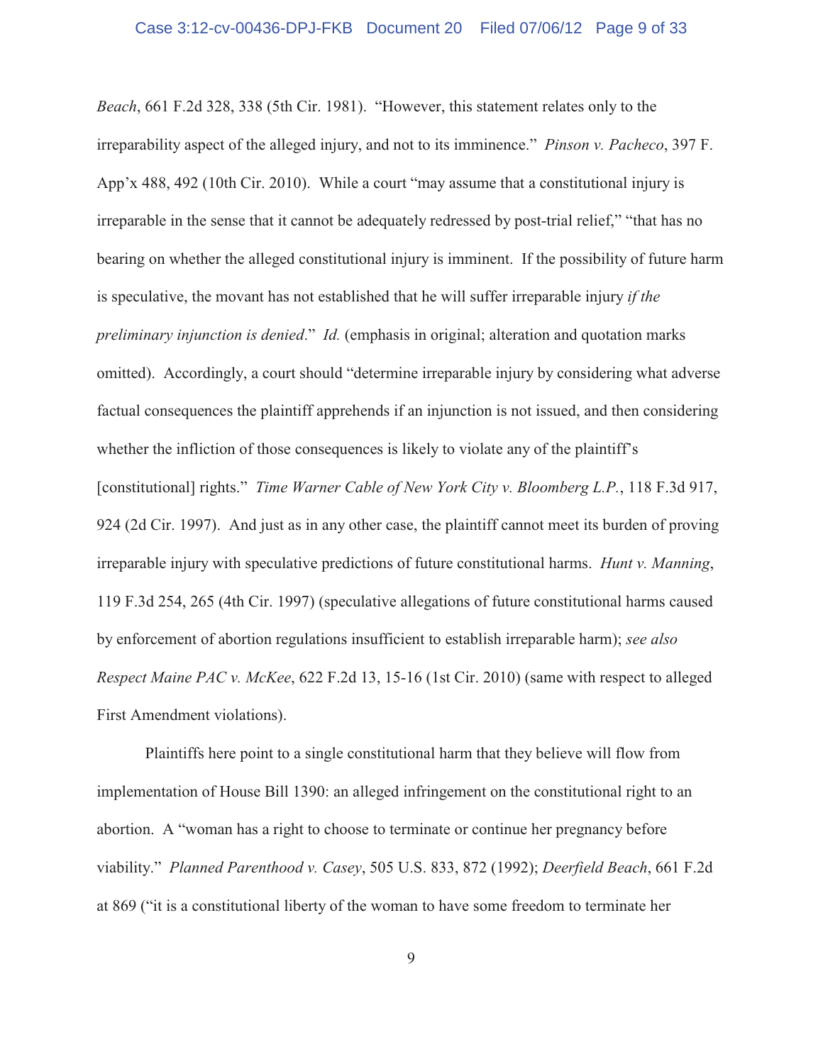*Beach*, 661 F.2d 328, 338 (5th Cir. 1981). "However, this statement relates only to the irreparability aspect of the alleged injury, and not to its imminence." *Pinson v. Pacheco*, 397 F. App'x 488, 492 (10th Cir. 2010). While a court "may assume that a constitutional injury is irreparable in the sense that it cannot be adequately redressed by post-trial relief," "that has no bearing on whether the alleged constitutional injury is imminent. If the possibility of future harm is speculative, the movant has not established that he will suffer irreparable injury *if the preliminary injunction is denied*." *Id.* (emphasis in original; alteration and quotation marks omitted). Accordingly, a court should "determine irreparable injury by considering what adverse factual consequences the plaintiff apprehends if an injunction is not issued, and then considering whether the infliction of those consequences is likely to violate any of the plaintiff's [constitutional] rights." *Time Warner Cable of New York City v. Bloomberg L.P.*, 118 F.3d 917, 924 (2d Cir. 1997). And just as in any other case, the plaintiff cannot meet its burden of proving irreparable injury with speculative predictions of future constitutional harms. *Hunt v. Manning*, 119 F.3d 254, 265 (4th Cir. 1997) (speculative allegations of future constitutional harms caused by enforcement of abortion regulations insufficient to establish irreparable harm); *see also Respect Maine PAC v. McKee*, 622 F.2d 13, 15-16 (1st Cir. 2010) (same with respect to alleged First Amendment violations).

Plaintiffs here point to a single constitutional harm that they believe will flow from implementation of House Bill 1390: an alleged infringement on the constitutional right to an abortion. A "woman has a right to choose to terminate or continue her pregnancy before viability." *Planned Parenthood v. Casey*, 505 U.S. 833, 872 (1992); *Deerfield Beach*, 661 F.2d at 869 ("it is a constitutional liberty of the woman to have some freedom to terminate her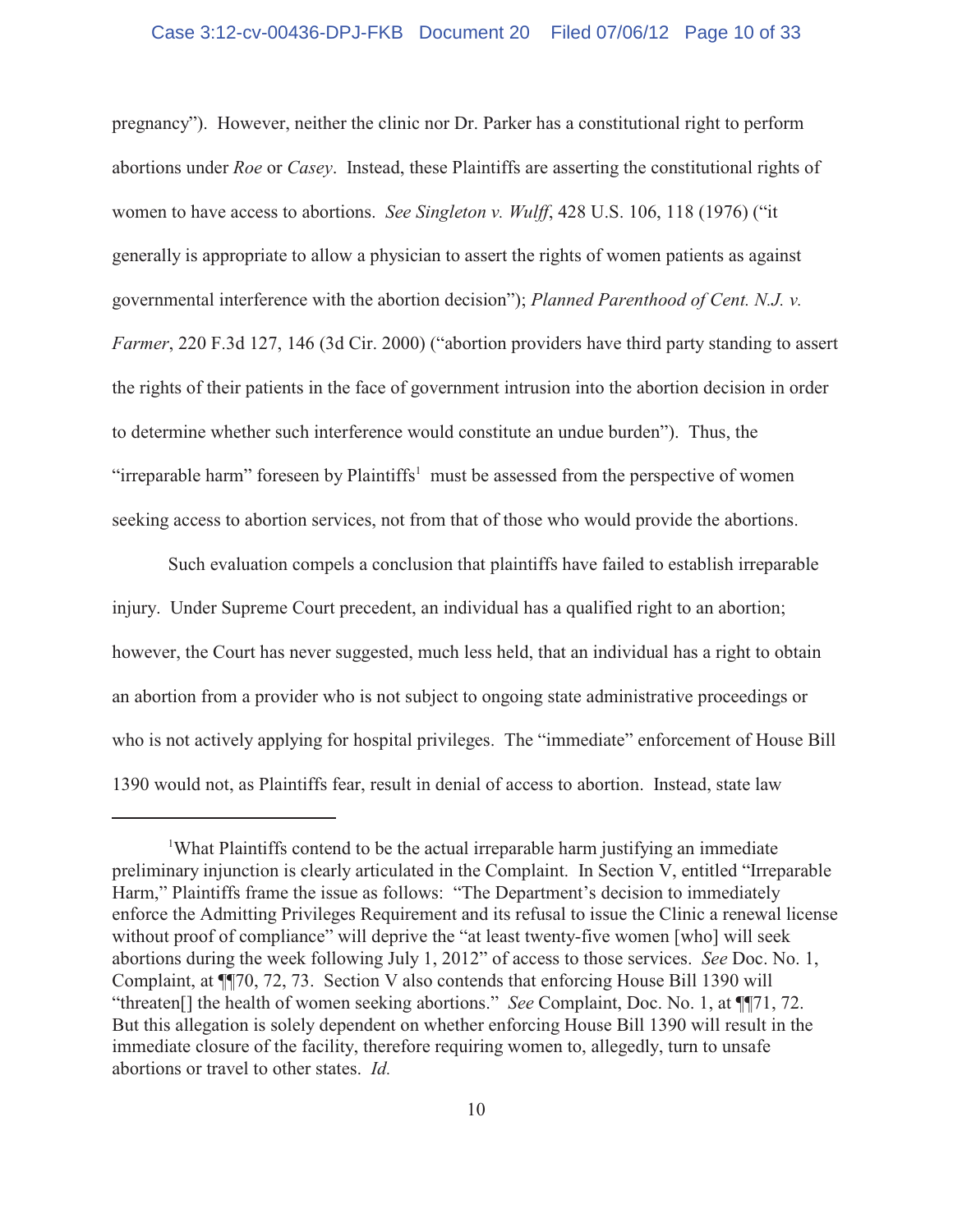pregnancy"). However, neither the clinic nor Dr. Parker has a constitutional right to perform abortions under *Roe* or *Casey*. Instead, these Plaintiffs are asserting the constitutional rights of women to have access to abortions. *See Singleton v. Wulff*, 428 U.S. 106, 118 (1976) ("it generally is appropriate to allow a physician to assert the rights of women patients as against governmental interference with the abortion decision"); *Planned Parenthood of Cent. N.J. v. Farmer*, 220 F.3d 127, 146 (3d Cir. 2000) ("abortion providers have third party standing to assert the rights of their patients in the face of government intrusion into the abortion decision in order to determine whether such interference would constitute an undue burden"). Thus, the "irreparable harm" foreseen by Plaintiffs[1] must be assessed from the perspective of women seeking access to abortion services, not from that of those who would provide the abortions.

Such evaluation compels a conclusion that plaintiffs have failed to establish irreparable injury. Under Supreme Court precedent, an individual has a qualified right to an abortion; however, the Court has never suggested, much less held, that an individual has a right to obtain an abortion from a provider who is not subject to ongoing state administrative proceedings or who is not actively applying for hospital privileges. The "immediate" enforcement of House Bill 1390 would not, as Plaintiffs fear, result in denial of access to abortion. Instead, state law

---

[1] What Plaintiffs contend to be the actual irreparable harm justifying an immediate preliminary injunction is clearly articulated in the Complaint. In Section V, entitled "Irreparable Harm," Plaintiffs frame the issue as follows: "The Department's decision to immediately enforce the Admitting Privileges Requirement and its refusal to issue the Clinic a renewal license without proof of compliance" will deprive the "at least twenty-five women [who] will seek abortions during the week following July 1, 2012" of access to those services. *See* Doc. No. 1, Complaint, at ¶¶70, 72, 73. Section V also contends that enforcing House Bill 1390 will "threaten[] the health of women seeking abortions." *See* Complaint, Doc. No. 1, at ¶¶71, 72. But this allegation is solely dependent on whether enforcing House Bill 1390 will result in the immediate closure of the facility, therefore requiring women to, allegedly, turn to unsafe abortions or travel to other states. *Id.*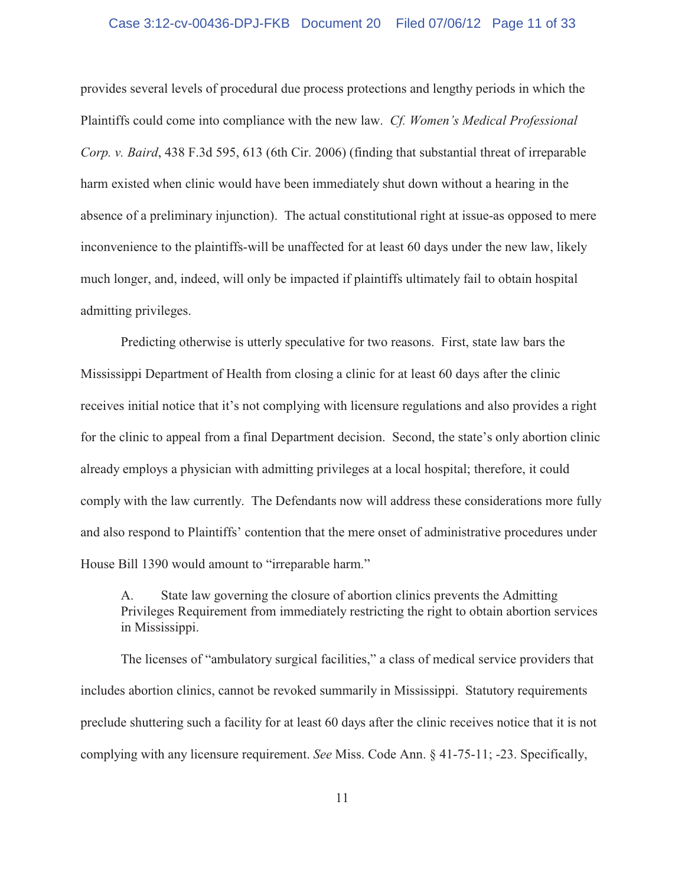provides several levels of procedural due process protections and lengthy periods in which the Plaintiffs could come into compliance with the new law. *Cf. Women's Medical Professional Corp. v. Baird*, 438 F.3d 595, 613 (6th Cir. 2006) (finding that substantial threat of irreparable harm existed when clinic would have been immediately shut down without a hearing in the absence of a preliminary injunction). The actual constitutional right at issue-as opposed to mere inconvenience to the plaintiffs-will be unaffected for at least 60 days under the new law, likely much longer, and, indeed, will only be impacted if plaintiffs ultimately fail to obtain hospital admitting privileges.

Predicting otherwise is utterly speculative for two reasons. First, state law bars the Mississippi Department of Health from closing a clinic for at least 60 days after the clinic receives initial notice that it's not complying with licensure regulations and also provides a right for the clinic to appeal from a final Department decision. Second, the state's only abortion clinic already employs a physician with admitting privileges at a local hospital; therefore, it could comply with the law currently. The Defendants now will address these considerations more fully and also respond to Plaintiffs' contention that the mere onset of administrative procedures under House Bill 1390 would amount to "irreparable harm."

A. State law governing the closure of abortion clinics prevents the Admitting Privileges Requirement from immediately restricting the right to obtain abortion services in Mississippi.

The licenses of "ambulatory surgical facilities," a class of medical service providers that includes abortion clinics, cannot be revoked summarily in Mississippi. Statutory requirements preclude shuttering such a facility for at least 60 days after the clinic receives notice that it is not complying with any licensure requirement. *See* Miss. Code Ann. § 41-75-11; -23. Specifically,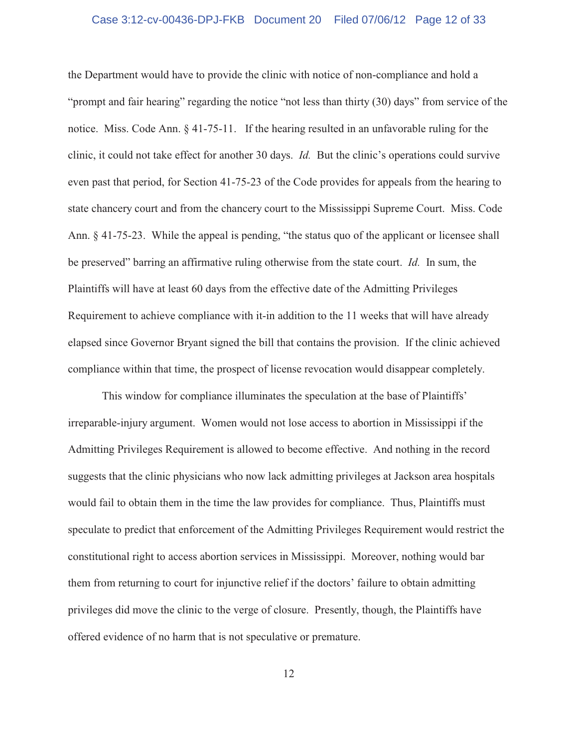the Department would have to provide the clinic with notice of non-compliance and hold a "prompt and fair hearing" regarding the notice "not less than thirty (30) days" from service of the notice. Miss. Code Ann. § 41-75-11. If the hearing resulted in an unfavorable ruling for the clinic, it could not take effect for another 30 days. *Id.* But the clinic's operations could survive even past that period, for Section 41-75-23 of the Code provides for appeals from the hearing to state chancery court and from the chancery court to the Mississippi Supreme Court. Miss. Code Ann. § 41-75-23. While the appeal is pending, "the status quo of the applicant or licensee shall be preserved" barring an affirmative ruling otherwise from the state court. *Id.* In sum, the Plaintiffs will have at least 60 days from the effective date of the Admitting Privileges Requirement to achieve compliance with it-in addition to the 11 weeks that will have already elapsed since Governor Bryant signed the bill that contains the provision. If the clinic achieved compliance within that time, the prospect of license revocation would disappear completely.

This window for compliance illuminates the speculation at the base of Plaintiffs' irreparable-injury argument. Women would not lose access to abortion in Mississippi if the Admitting Privileges Requirement is allowed to become effective. And nothing in the record suggests that the clinic physicians who now lack admitting privileges at Jackson area hospitals would fail to obtain them in the time the law provides for compliance. Thus, Plaintiffs must speculate to predict that enforcement of the Admitting Privileges Requirement would restrict the constitutional right to access abortion services in Mississippi. Moreover, nothing would bar them from returning to court for injunctive relief if the doctors' failure to obtain admitting privileges did move the clinic to the verge of closure. Presently, though, the Plaintiffs have offered evidence of no harm that is not speculative or premature.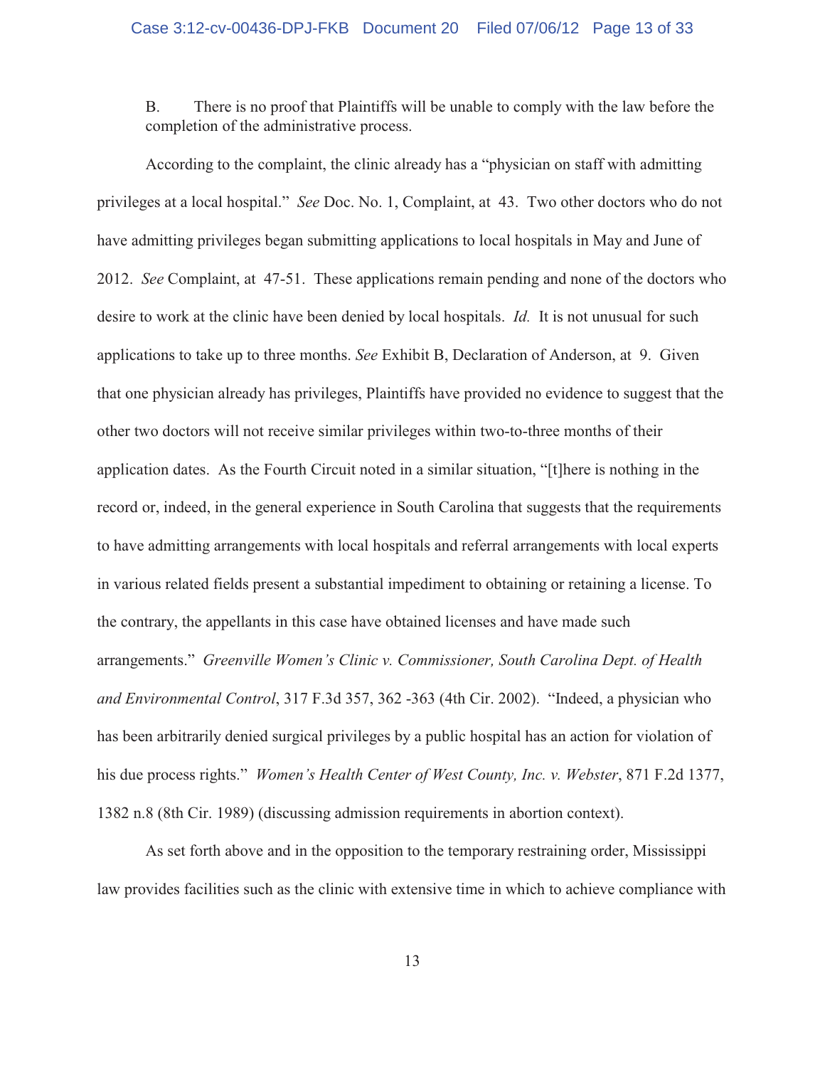B. There is no proof that Plaintiffs will be unable to comply with the law before the completion of the administrative process.

According to the complaint, the clinic already has a "physician on staff with admitting privileges at a local hospital." *See* Doc. No. 1, Complaint, at 43. Two other doctors who do not have admitting privileges began submitting applications to local hospitals in May and June of 2012. *See* Complaint, at 47-51. These applications remain pending and none of the doctors who desire to work at the clinic have been denied by local hospitals. *Id.* It is not unusual for such applications to take up to three months. *See* Exhibit B, Declaration of Anderson, at 9. Given that one physician already has privileges, Plaintiffs have provided no evidence to suggest that the other two doctors will not receive similar privileges within two-to-three months of their application dates. As the Fourth Circuit noted in a similar situation, "[t]here is nothing in the record or, indeed, in the general experience in South Carolina that suggests that the requirements to have admitting arrangements with local hospitals and referral arrangements with local experts in various related fields present a substantial impediment to obtaining or retaining a license. To the contrary, the appellants in this case have obtained licenses and have made such arrangements." *Greenville Women's Clinic v. Commissioner, South Carolina Dept. of Health and Environmental Control*, 317 F.3d 357, 362 -363 (4th Cir. 2002). "Indeed, a physician who has been arbitrarily denied surgical privileges by a public hospital has an action for violation of his due process rights." *Women's Health Center of West County, Inc. v. Webster*, 871 F.2d 1377, 1382 n.8 (8th Cir. 1989) (discussing admission requirements in abortion context).

As set forth above and in the opposition to the temporary restraining order, Mississippi law provides facilities such as the clinic with extensive time in which to achieve compliance with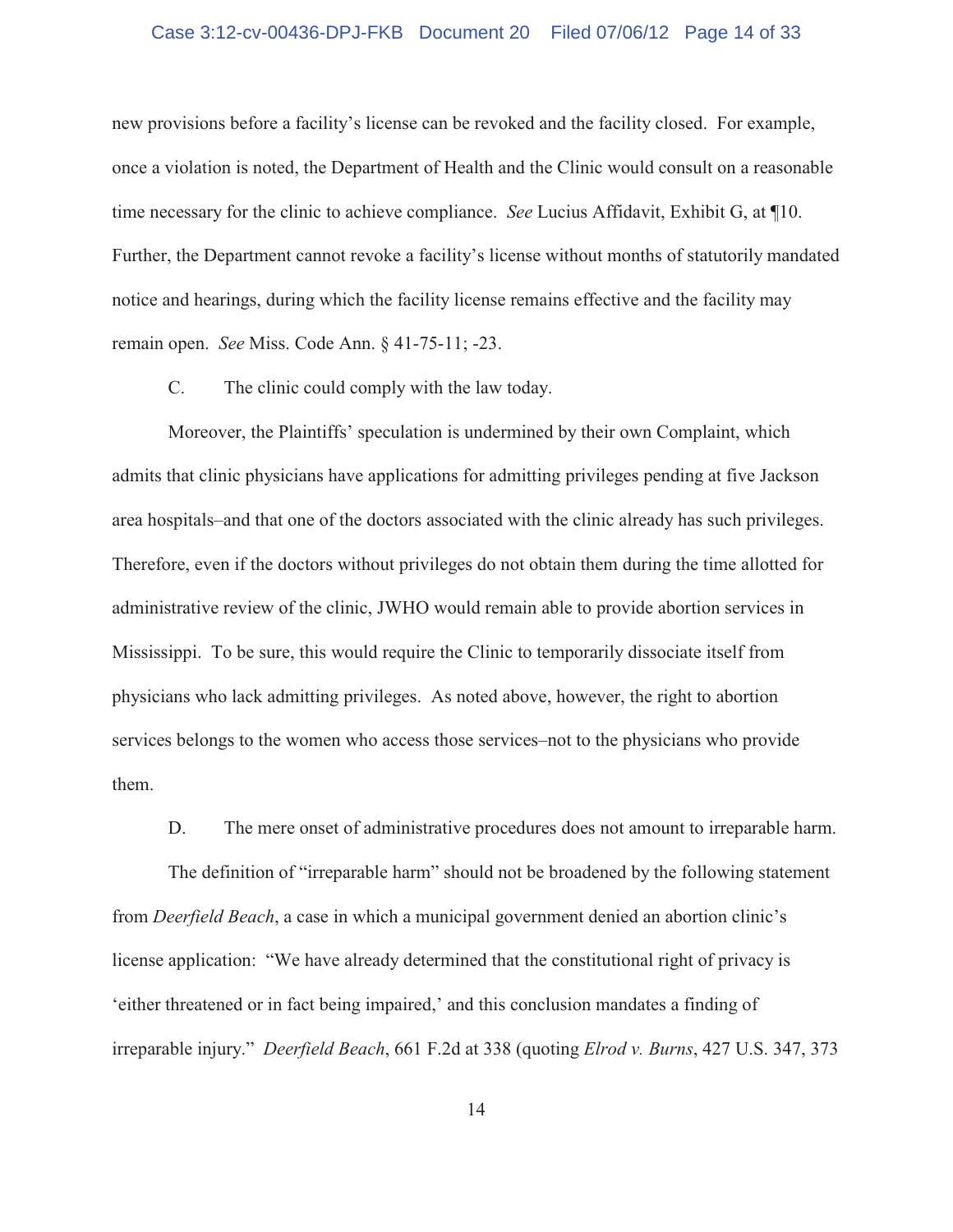new provisions before a facility's license can be revoked and the facility closed. For example, once a violation is noted, the Department of Health and the Clinic would consult on a reasonable time necessary for the clinic to achieve compliance. *See* Lucius Affidavit, Exhibit G, at ¶10. Further, the Department cannot revoke a facility's license without months of statutorily mandated notice and hearings, during which the facility license remains effective and the facility may remain open. *See* Miss. Code Ann. § 41-75-11; -23.

C. The clinic could comply with the law today.

Moreover, the Plaintiffs' speculation is undermined by their own Complaint, which admits that clinic physicians have applications for admitting privileges pending at five Jackson area hospitals–and that one of the doctors associated with the clinic already has such privileges. Therefore, even if the doctors without privileges do not obtain them during the time allotted for administrative review of the clinic, JWHO would remain able to provide abortion services in Mississippi. To be sure, this would require the Clinic to temporarily dissociate itself from physicians who lack admitting privileges. As noted above, however, the right to abortion services belongs to the women who access those services–not to the physicians who provide them.

D. The mere onset of administrative procedures does not amount to irreparable harm.

The definition of "irreparable harm" should not be broadened by the following statement from *Deerfield Beach*, a case in which a municipal government denied an abortion clinic's license application: "We have already determined that the constitutional right of privacy is 'either threatened or in fact being impaired,' and this conclusion mandates a finding of irreparable injury." *Deerfield Beach*, 661 F.2d at 338 (quoting *Elrod v. Burns*, 427 U.S. 347, 373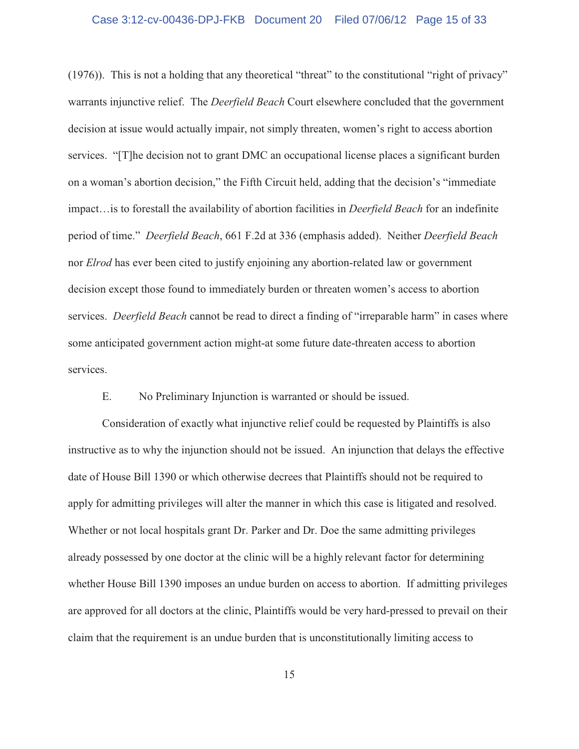(1976)). This is not a holding that any theoretical "threat" to the constitutional "right of privacy" warrants injunctive relief. The *Deerfield Beach* Court elsewhere concluded that the government decision at issue would actually impair, not simply threaten, women's right to access abortion services. "[T]he decision not to grant DMC an occupational license places a significant burden on a woman's abortion decision," the Fifth Circuit held, adding that the decision's "immediate impact…is to forestall the availability of abortion facilities in *Deerfield Beach* for an indefinite period of time." *Deerfield Beach*, 661 F.2d at 336 (emphasis added). Neither *Deerfield Beach* nor *Elrod* has ever been cited to justify enjoining any abortion-related law or government decision except those found to immediately burden or threaten women's access to abortion services. *Deerfield Beach* cannot be read to direct a finding of "irreparable harm" in cases where some anticipated government action might-at some future date-threaten access to abortion services.

E. No Preliminary Injunction is warranted or should be issued.

Consideration of exactly what injunctive relief could be requested by Plaintiffs is also instructive as to why the injunction should not be issued. An injunction that delays the effective date of House Bill 1390 or which otherwise decrees that Plaintiffs should not be required to apply for admitting privileges will alter the manner in which this case is litigated and resolved. Whether or not local hospitals grant Dr. Parker and Dr. Doe the same admitting privileges already possessed by one doctor at the clinic will be a highly relevant factor for determining whether House Bill 1390 imposes an undue burden on access to abortion. If admitting privileges are approved for all doctors at the clinic, Plaintiffs would be very hard-pressed to prevail on their claim that the requirement is an undue burden that is unconstitutionally limiting access to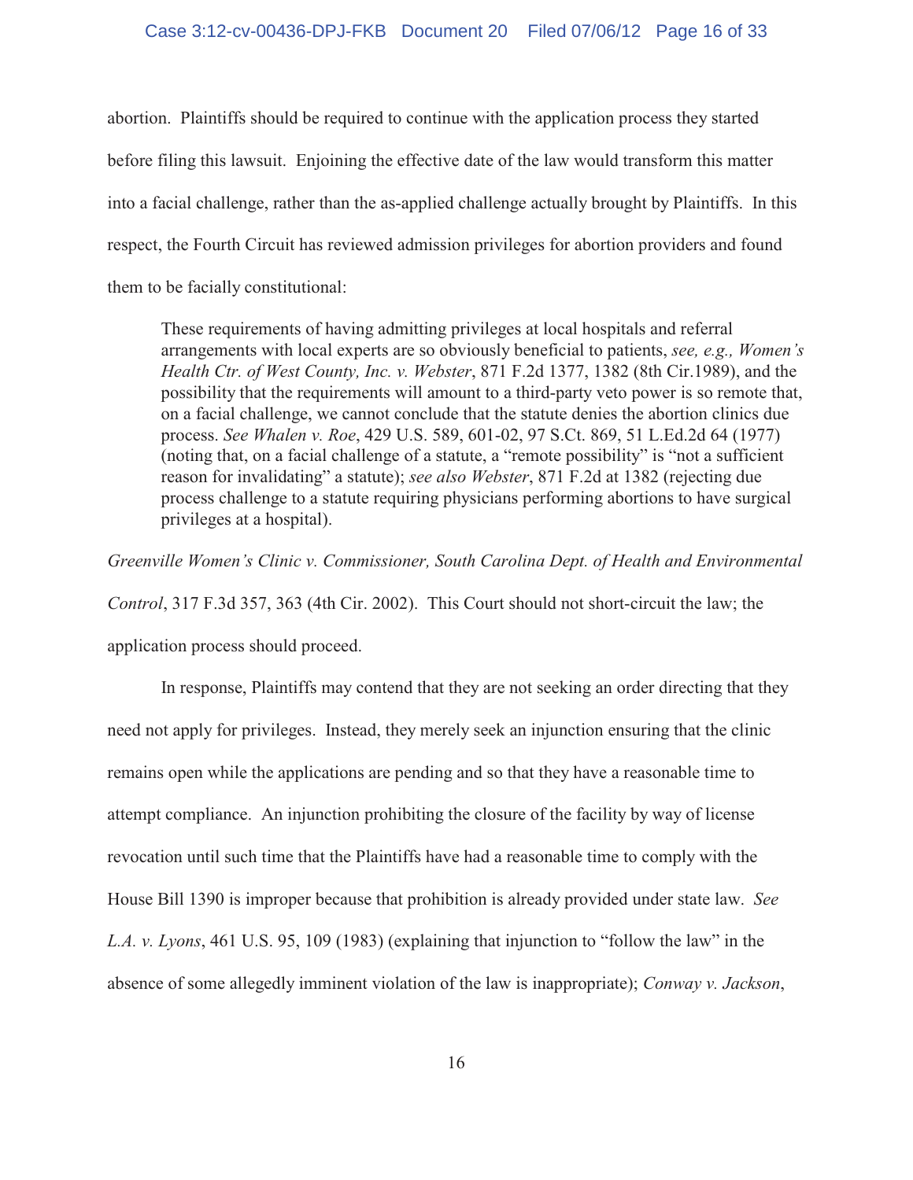abortion. Plaintiffs should be required to continue with the application process they started before filing this lawsuit. Enjoining the effective date of the law would transform this matter into a facial challenge, rather than the as-applied challenge actually brought by Plaintiffs. In this respect, the Fourth Circuit has reviewed admission privileges for abortion providers and found them to be facially constitutional:

> These requirements of having admitting privileges at local hospitals and referral arrangements with local experts are so obviously beneficial to patients, *see, e.g., Women's Health Ctr. of West County, Inc. v. Webster*, 871 F.2d 1377, 1382 (8th Cir.1989), and the possibility that the requirements will amount to a third-party veto power is so remote that, on a facial challenge, we cannot conclude that the statute denies the abortion clinics due process. *See Whalen v. Roe*, 429 U.S. 589, 601-02, 97 S.Ct. 869, 51 L.Ed.2d 64 (1977) (noting that, on a facial challenge of a statute, a "remote possibility" is "not a sufficient reason for invalidating" a statute); *see also Webster*, 871 F.2d at 1382 (rejecting due process challenge to a statute requiring physicians performing abortions to have surgical privileges at a hospital).

*Greenville Women's Clinic v. Commissioner, South Carolina Dept. of Health and Environmental Control*, 317 F.3d 357, 363 (4th Cir. 2002). This Court should not short-circuit the law; the application process should proceed.

In response, Plaintiffs may contend that they are not seeking an order directing that they need not apply for privileges. Instead, they merely seek an injunction ensuring that the clinic remains open while the applications are pending and so that they have a reasonable time to attempt compliance. An injunction prohibiting the closure of the facility by way of license revocation until such time that the Plaintiffs have had a reasonable time to comply with the House Bill 1390 is improper because that prohibition is already provided under state law. *See L.A. v. Lyons*, 461 U.S. 95, 109 (1983) (explaining that injunction to "follow the law" in the absence of some allegedly imminent violation of the law is inappropriate); *Conway v. Jackson*,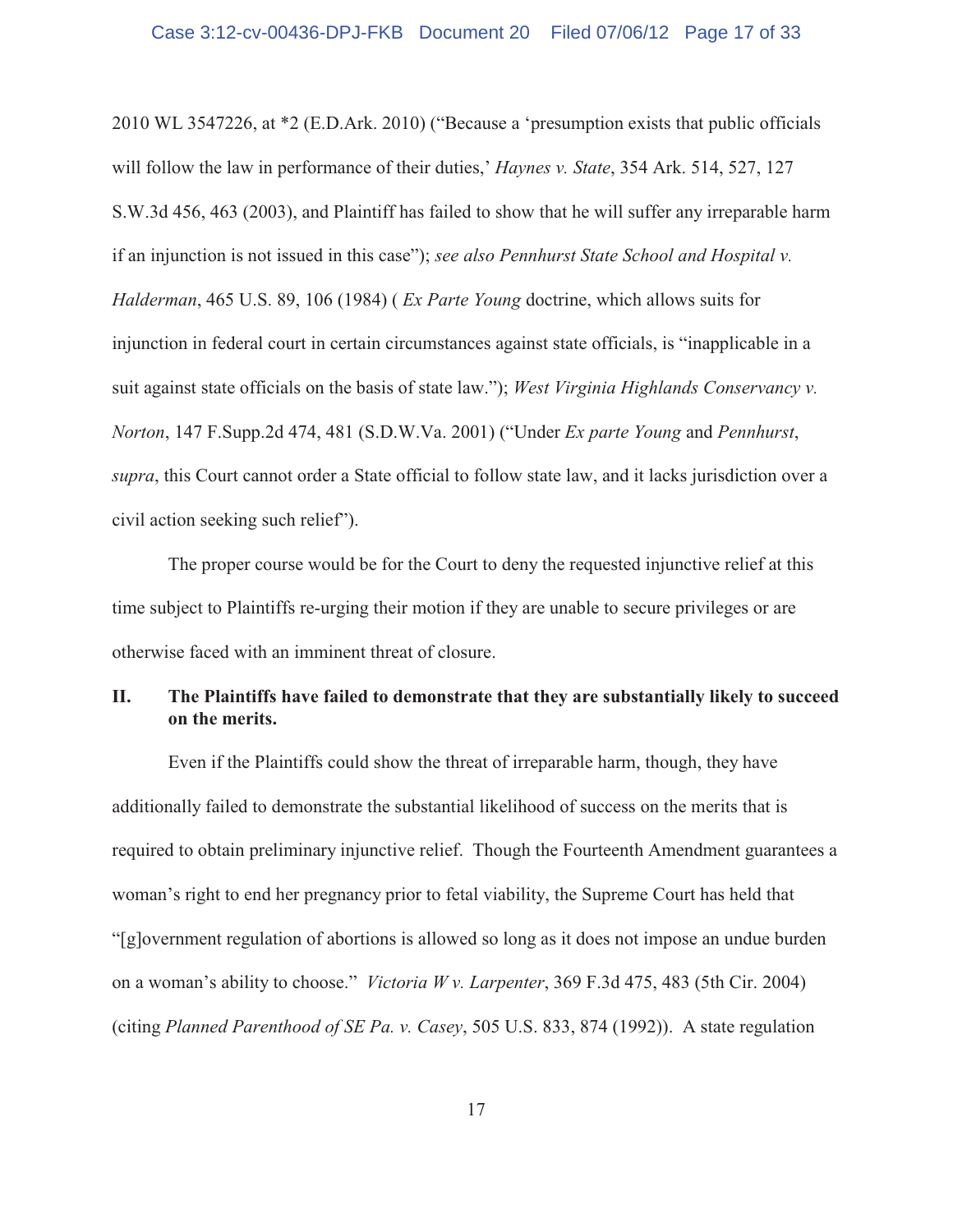2010 WL 3547226, at *2 (E.D.Ark. 2010) ("Because a 'presumption exists that public officials will follow the law in performance of their duties,' *Haynes v. State*, 354 Ark. 514, 527, 127 S.W.3d 456, 463 (2003), and Plaintiff has failed to show that he will suffer any irreparable harm if an injunction is not issued in this case"); *see also Pennhurst State School and Hospital v. Halderman*, 465 U.S. 89, 106 (1984) ( *Ex Parte Young* doctrine, which allows suits for injunction in federal court in certain circumstances against state officials, is "inapplicable in a suit against state officials on the basis of state law."); *West Virginia Highlands Conservancy v. Norton*, 147 F.Supp.2d 474, 481 (S.D.W.Va. 2001) ("Under *Ex parte Young* and *Pennhurst*, *supra*, this Court cannot order a State official to follow state law, and it lacks jurisdiction over a civil action seeking such relief").

The proper course would be for the Court to deny the requested injunctive relief at this time subject to Plaintiffs re-urging their motion if they are unable to secure privileges or are otherwise faced with an imminent threat of closure.

## II. The Plaintiffs have failed to demonstrate that they are substantially likely to succeed on the merits.

Even if the Plaintiffs could show the threat of irreparable harm, though, they have additionally failed to demonstrate the substantial likelihood of success on the merits that is required to obtain preliminary injunctive relief. Though the Fourteenth Amendment guarantees a woman's right to end her pregnancy prior to fetal viability, the Supreme Court has held that "[g]overnment regulation of abortions is allowed so long as it does not impose an undue burden on a woman's ability to choose." *Victoria W v. Larpenter*, 369 F.3d 475, 483 (5th Cir. 2004) (citing *Planned Parenthood of SE Pa. v. Casey*, 505 U.S. 833, 874 (1992)). A state regulation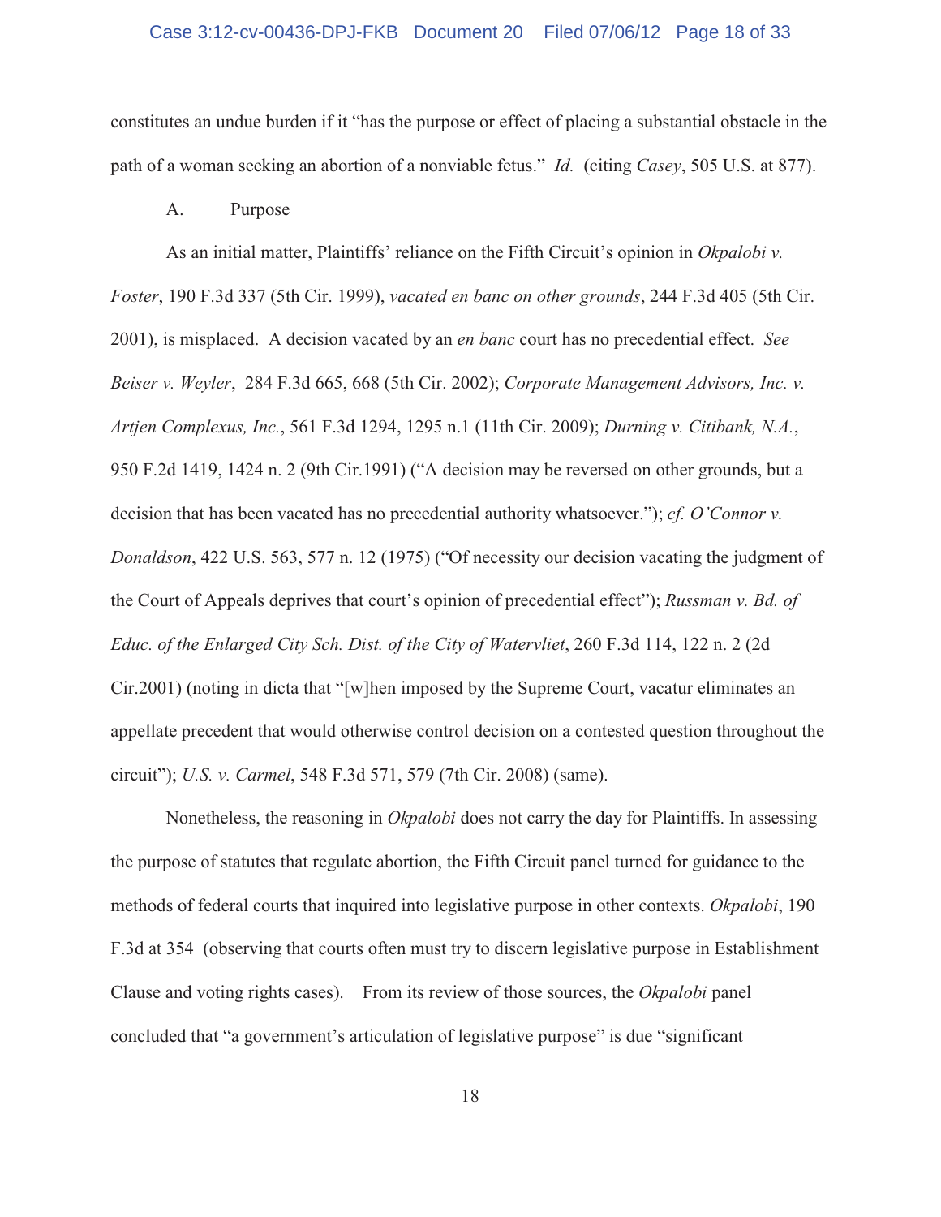constitutes an undue burden if it "has the purpose or effect of placing a substantial obstacle in the path of a woman seeking an abortion of a nonviable fetus." *Id.* (citing *Casey*, 505 U.S. at 877).

A. Purpose

As an initial matter, Plaintiffs' reliance on the Fifth Circuit's opinion in *Okpalobi v. Foster*, 190 F.3d 337 (5th Cir. 1999), *vacated en banc on other grounds*, 244 F.3d 405 (5th Cir. 2001), is misplaced. A decision vacated by an *en banc* court has no precedential effect. *See Beiser v. Weyler*, 284 F.3d 665, 668 (5th Cir. 2002); *Corporate Management Advisors, Inc. v. Artjen Complexus, Inc.*, 561 F.3d 1294, 1295 n.1 (11th Cir. 2009); *Durning v. Citibank, N.A.*, 950 F.2d 1419, 1424 n. 2 (9th Cir.1991) ("A decision may be reversed on other grounds, but a decision that has been vacated has no precedential authority whatsoever."); *cf. O'Connor v. Donaldson*, 422 U.S. 563, 577 n. 12 (1975) ("Of necessity our decision vacating the judgment of the Court of Appeals deprives that court's opinion of precedential effect"); *Russman v. Bd. of Educ. of the Enlarged City Sch. Dist. of the City of Watervliet*, 260 F.3d 114, 122 n. 2 (2d Cir.2001) (noting in dicta that "[w]hen imposed by the Supreme Court, vacatur eliminates an appellate precedent that would otherwise control decision on a contested question throughout the circuit"); *U.S. v. Carmel*, 548 F.3d 571, 579 (7th Cir. 2008) (same).

Nonetheless, the reasoning in *Okpalobi* does not carry the day for Plaintiffs. In assessing the purpose of statutes that regulate abortion, the Fifth Circuit panel turned for guidance to the methods of federal courts that inquired into legislative purpose in other contexts. *Okpalobi*, 190 F.3d at 354 (observing that courts often must try to discern legislative purpose in Establishment Clause and voting rights cases). From its review of those sources, the *Okpalobi* panel concluded that "a government's articulation of legislative purpose" is due "significant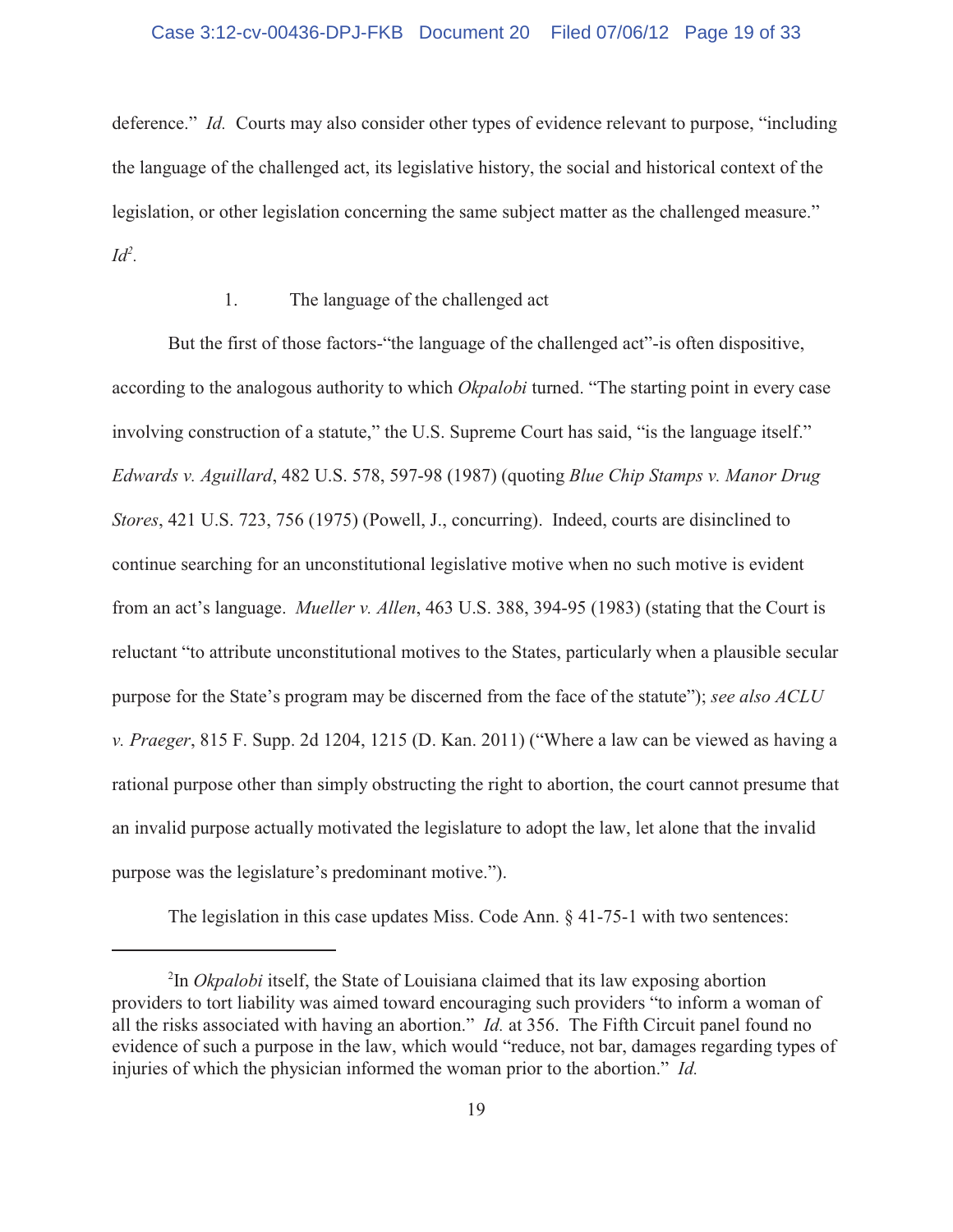deference." *Id.* Courts may also consider other types of evidence relevant to purpose, "including the language of the challenged act, its legislative history, the social and historical context of the legislation, or other legislation concerning the same subject matter as the challenged measure." *Id*[2].

1. The language of the challenged act

But the first of those factors-"the language of the challenged act"-is often dispositive, according to the analogous authority to which *Okpalobi* turned. "The starting point in every case involving construction of a statute," the U.S. Supreme Court has said, "is the language itself." *Edwards v. Aguillard*, 482 U.S. 578, 597-98 (1987) (quoting *Blue Chip Stamps v. Manor Drug Stores*, 421 U.S. 723, 756 (1975) (Powell, J., concurring). Indeed, courts are disinclined to continue searching for an unconstitutional legislative motive when no such motive is evident from an act's language. *Mueller v. Allen*, 463 U.S. 388, 394-95 (1983) (stating that the Court is reluctant "to attribute unconstitutional motives to the States, particularly when a plausible secular purpose for the State's program may be discerned from the face of the statute"); *see also ACLU v. Praeger*, 815 F. Supp. 2d 1204, 1215 (D. Kan. 2011) ("Where a law can be viewed as having a rational purpose other than simply obstructing the right to abortion, the court cannot presume that an invalid purpose actually motivated the legislature to adopt the law, let alone that the invalid purpose was the legislature's predominant motive.").

The legislation in this case updates Miss. Code Ann. § 41-75-1 with two sentences:

---

[2]In *Okpalobi* itself, the State of Louisiana claimed that its law exposing abortion providers to tort liability was aimed toward encouraging such providers "to inform a woman of all the risks associated with having an abortion." *Id.* at 356. The Fifth Circuit panel found no evidence of such a purpose in the law, which would "reduce, not bar, damages regarding types of injuries of which the physician informed the woman prior to the abortion." *Id.*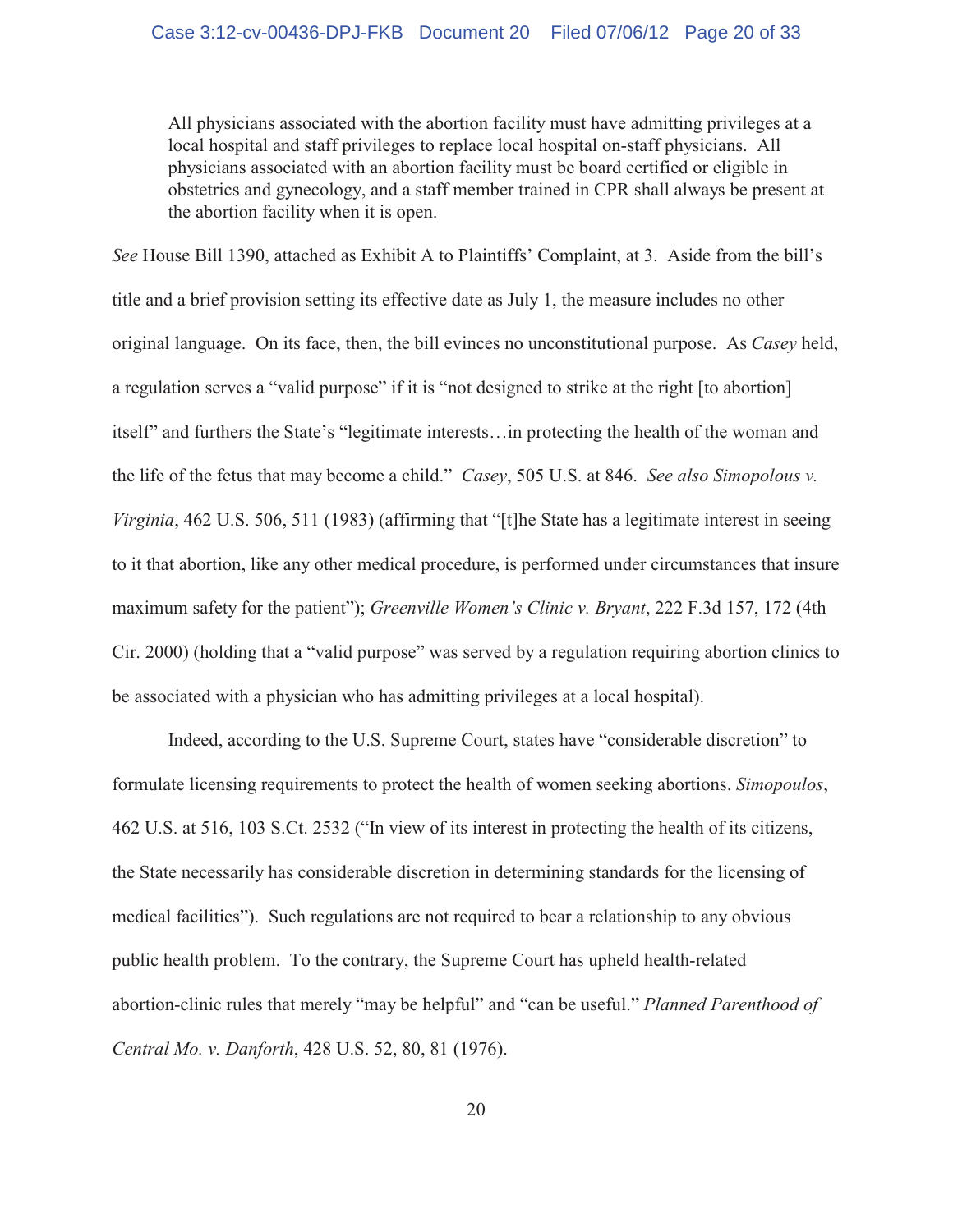> All physicians associated with the abortion facility must have admitting privileges at a local hospital and staff privileges to replace local hospital on-staff physicians. All physicians associated with an abortion facility must be board certified or eligible in obstetrics and gynecology, and a staff member trained in CPR shall always be present at the abortion facility when it is open.

*See* House Bill 1390, attached as Exhibit A to Plaintiffs' Complaint, at 3. Aside from the bill's title and a brief provision setting its effective date as July 1, the measure includes no other original language. On its face, then, the bill evinces no unconstitutional purpose. As *Casey* held, a regulation serves a "valid purpose" if it is "not designed to strike at the right [to abortion] itself" and furthers the State's "legitimate interests…in protecting the health of the woman and the life of the fetus that may become a child." *Casey*, 505 U.S. at 846. *See also Simopolous v. Virginia*, 462 U.S. 506, 511 (1983) (affirming that "[t]he State has a legitimate interest in seeing to it that abortion, like any other medical procedure, is performed under circumstances that insure maximum safety for the patient"); *Greenville Women's Clinic v. Bryant*, 222 F.3d 157, 172 (4th Cir. 2000) (holding that a "valid purpose" was served by a regulation requiring abortion clinics to be associated with a physician who has admitting privileges at a local hospital).

Indeed, according to the U.S. Supreme Court, states have "considerable discretion" to formulate licensing requirements to protect the health of women seeking abortions. *Simopoulos*, 462 U.S. at 516, 103 S.Ct. 2532 ("In view of its interest in protecting the health of its citizens, the State necessarily has considerable discretion in determining standards for the licensing of medical facilities"). Such regulations are not required to bear a relationship to any obvious public health problem. To the contrary, the Supreme Court has upheld health-related abortion-clinic rules that merely "may be helpful" and "can be useful." *Planned Parenthood of Central Mo. v. Danforth*, 428 U.S. 52, 80, 81 (1976).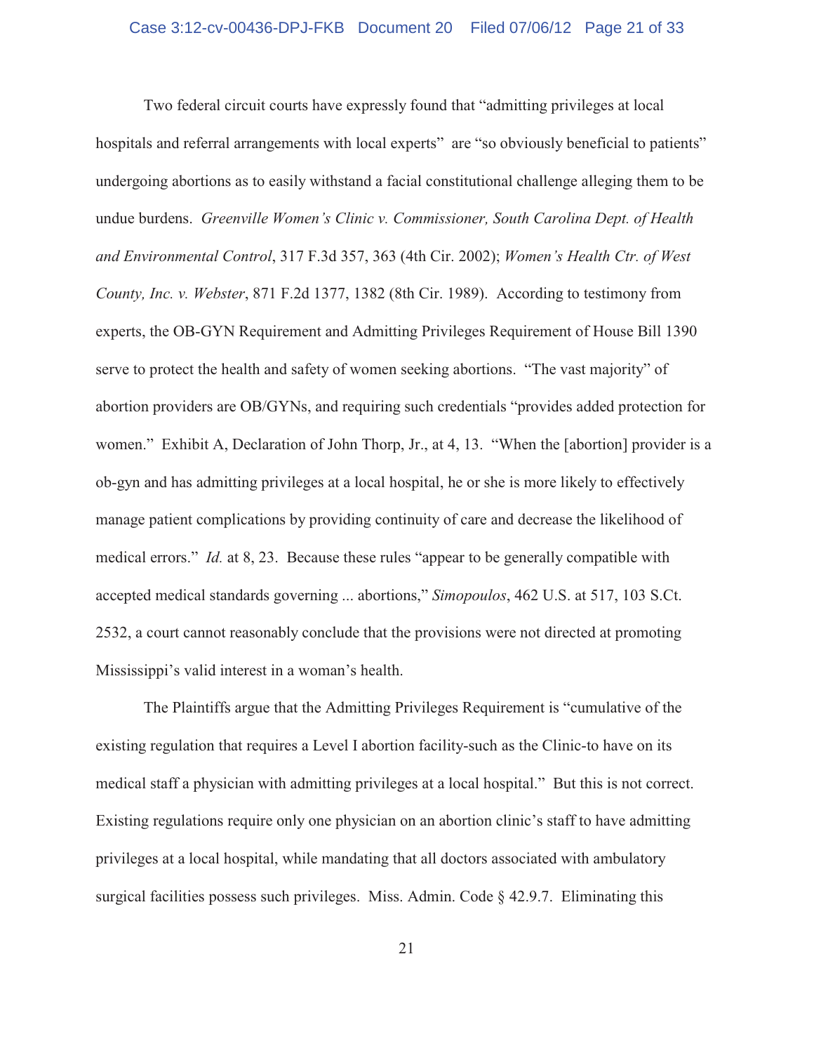Two federal circuit courts have expressly found that "admitting privileges at local hospitals and referral arrangements with local experts" are "so obviously beneficial to patients" undergoing abortions as to easily withstand a facial constitutional challenge alleging them to be undue burdens. *Greenville Women's Clinic v. Commissioner, South Carolina Dept. of Health and Environmental Control*, 317 F.3d 357, 363 (4th Cir. 2002); *Women's Health Ctr. of West County, Inc. v. Webster*, 871 F.2d 1377, 1382 (8th Cir. 1989). According to testimony from experts, the OB-GYN Requirement and Admitting Privileges Requirement of House Bill 1390 serve to protect the health and safety of women seeking abortions. "The vast majority" of abortion providers are OB/GYNs, and requiring such credentials "provides added protection for women." Exhibit A, Declaration of John Thorp, Jr., at 4, 13. "When the [abortion] provider is a ob-gyn and has admitting privileges at a local hospital, he or she is more likely to effectively manage patient complications by providing continuity of care and decrease the likelihood of medical errors." *Id.* at 8, 23. Because these rules "appear to be generally compatible with accepted medical standards governing ... abortions," *Simopoulos*, 462 U.S. at 517, 103 S.Ct. 2532, a court cannot reasonably conclude that the provisions were not directed at promoting Mississippi's valid interest in a woman's health.

The Plaintiffs argue that the Admitting Privileges Requirement is "cumulative of the existing regulation that requires a Level I abortion facility-such as the Clinic-to have on its medical staff a physician with admitting privileges at a local hospital." But this is not correct. Existing regulations require only one physician on an abortion clinic's staff to have admitting privileges at a local hospital, while mandating that all doctors associated with ambulatory surgical facilities possess such privileges. Miss. Admin. Code § 42.9.7. Eliminating this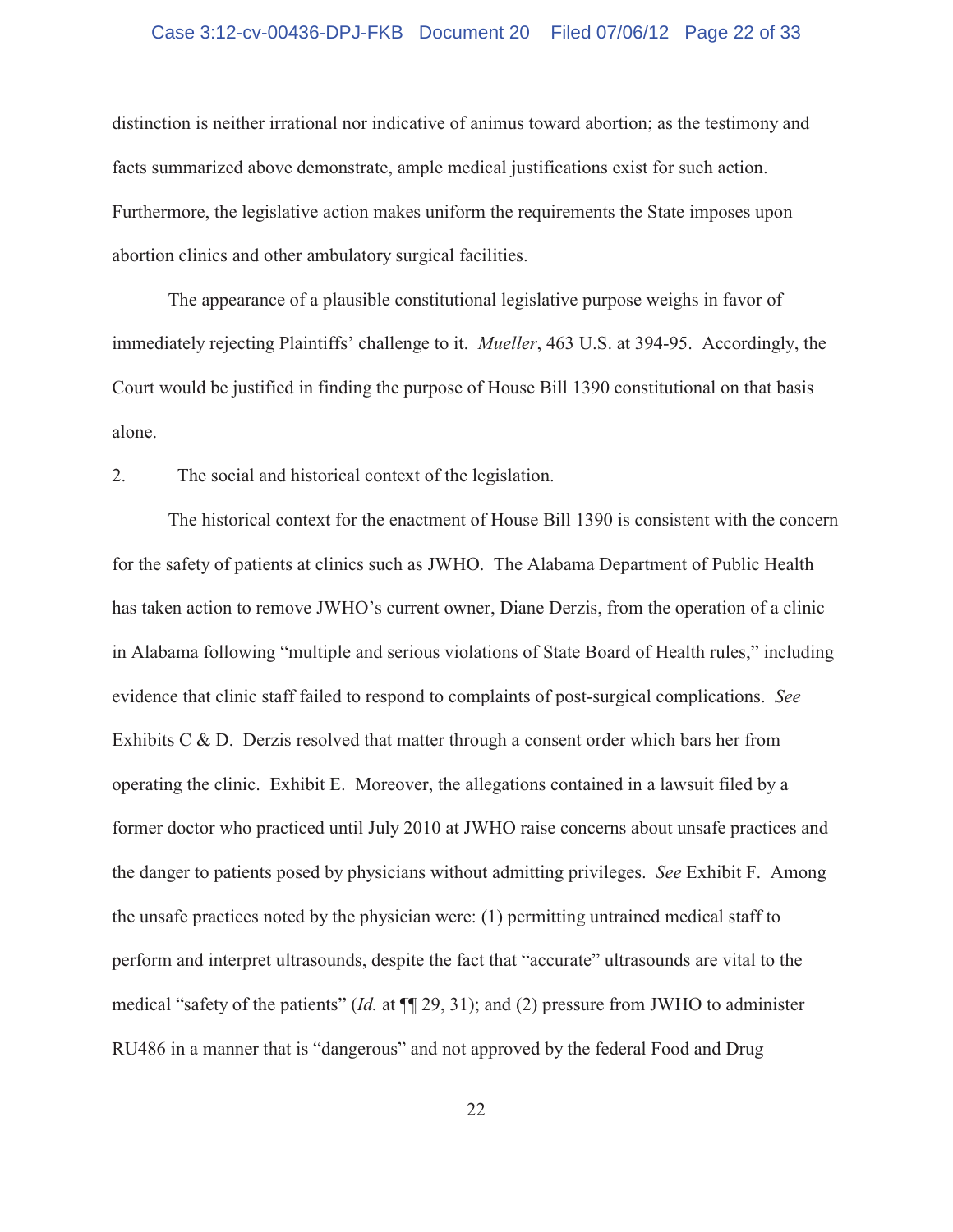distinction is neither irrational nor indicative of animus toward abortion; as the testimony and facts summarized above demonstrate, ample medical justifications exist for such action. Furthermore, the legislative action makes uniform the requirements the State imposes upon abortion clinics and other ambulatory surgical facilities.

The appearance of a plausible constitutional legislative purpose weighs in favor of immediately rejecting Plaintiffs' challenge to it. *Mueller*, 463 U.S. at 394-95. Accordingly, the Court would be justified in finding the purpose of House Bill 1390 constitutional on that basis alone.

2. The social and historical context of the legislation.

The historical context for the enactment of House Bill 1390 is consistent with the concern for the safety of patients at clinics such as JWHO. The Alabama Department of Public Health has taken action to remove JWHO's current owner, Diane Derzis, from the operation of a clinic in Alabama following "multiple and serious violations of State Board of Health rules," including evidence that clinic staff failed to respond to complaints of post-surgical complications. *See* Exhibits C & D. Derzis resolved that matter through a consent order which bars her from operating the clinic. Exhibit E. Moreover, the allegations contained in a lawsuit filed by a former doctor who practiced until July 2010 at JWHO raise concerns about unsafe practices and the danger to patients posed by physicians without admitting privileges. *See* Exhibit F. Among the unsafe practices noted by the physician were: (1) permitting untrained medical staff to perform and interpret ultrasounds, despite the fact that "accurate" ultrasounds are vital to the medical "safety of the patients" (*Id.* at ¶¶ 29, 31); and (2) pressure from JWHO to administer RU486 in a manner that is "dangerous" and not approved by the federal Food and Drug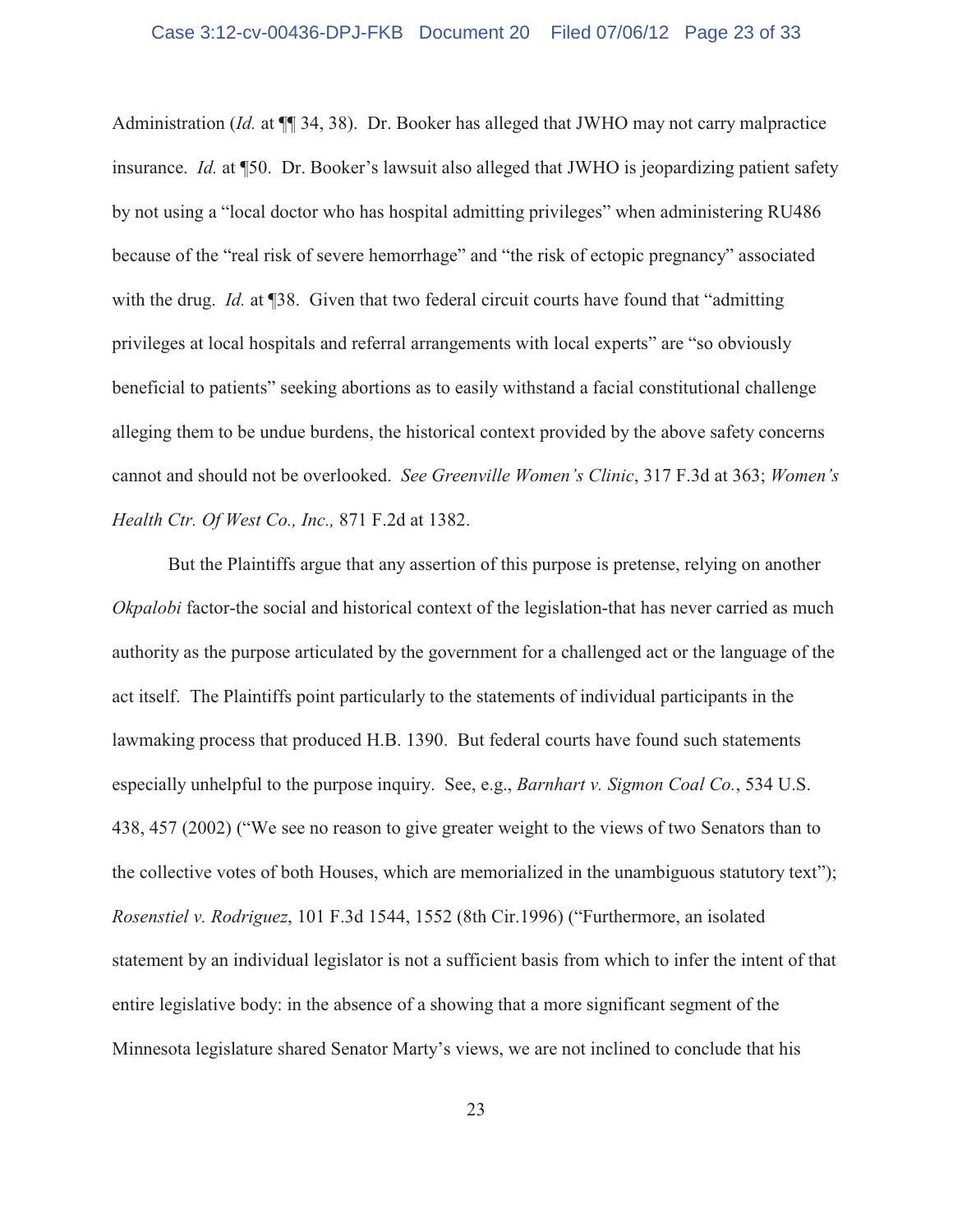Administration (*Id.* at ¶¶ 34, 38). Dr. Booker has alleged that JWHO may not carry malpractice insurance. *Id.* at ¶50. Dr. Booker's lawsuit also alleged that JWHO is jeopardizing patient safety by not using a "local doctor who has hospital admitting privileges" when administering RU486 because of the "real risk of severe hemorrhage" and "the risk of ectopic pregnancy" associated with the drug. *Id.* at ¶38. Given that two federal circuit courts have found that "admitting privileges at local hospitals and referral arrangements with local experts" are "so obviously beneficial to patients" seeking abortions as to easily withstand a facial constitutional challenge alleging them to be undue burdens, the historical context provided by the above safety concerns cannot and should not be overlooked. *See Greenville Women's Clinic*, 317 F.3d at 363; *Women's Health Ctr. Of West Co., Inc.,* 871 F.2d at 1382.

But the Plaintiffs argue that any assertion of this purpose is pretense, relying on another *Okpalobi* factor-the social and historical context of the legislation-that has never carried as much authority as the purpose articulated by the government for a challenged act or the language of the act itself. The Plaintiffs point particularly to the statements of individual participants in the lawmaking process that produced H.B. 1390. But federal courts have found such statements especially unhelpful to the purpose inquiry. See, e.g., *Barnhart v. Sigmon Coal Co.*, 534 U.S. 438, 457 (2002) ("We see no reason to give greater weight to the views of two Senators than to the collective votes of both Houses, which are memorialized in the unambiguous statutory text"); *Rosenstiel v. Rodriguez*, 101 F.3d 1544, 1552 (8th Cir.1996) ("Furthermore, an isolated statement by an individual legislator is not a sufficient basis from which to infer the intent of that entire legislative body: in the absence of a showing that a more significant segment of the Minnesota legislature shared Senator Marty's views, we are not inclined to conclude that his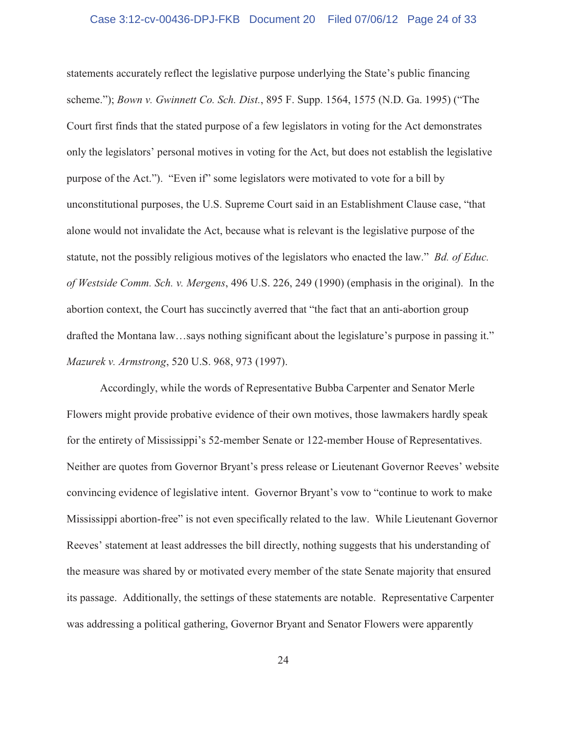statements accurately reflect the legislative purpose underlying the State's public financing scheme."); *Bown v. Gwinnett Co. Sch. Dist.*, 895 F. Supp. 1564, 1575 (N.D. Ga. 1995) ("The Court first finds that the stated purpose of a few legislators in voting for the Act demonstrates only the legislators' personal motives in voting for the Act, but does not establish the legislative purpose of the Act."). "Even if" some legislators were motivated to vote for a bill by unconstitutional purposes, the U.S. Supreme Court said in an Establishment Clause case, "that alone would not invalidate the Act, because what is relevant is the legislative purpose of the statute, not the possibly religious motives of the legislators who enacted the law." *Bd. of Educ. of Westside Comm. Sch. v. Mergens*, 496 U.S. 226, 249 (1990) (emphasis in the original). In the abortion context, the Court has succinctly averred that "the fact that an anti-abortion group drafted the Montana law…says nothing significant about the legislature's purpose in passing it." *Mazurek v. Armstrong*, 520 U.S. 968, 973 (1997).

Accordingly, while the words of Representative Bubba Carpenter and Senator Merle Flowers might provide probative evidence of their own motives, those lawmakers hardly speak for the entirety of Mississippi's 52-member Senate or 122-member House of Representatives. Neither are quotes from Governor Bryant's press release or Lieutenant Governor Reeves' website convincing evidence of legislative intent. Governor Bryant's vow to "continue to work to make Mississippi abortion-free" is not even specifically related to the law. While Lieutenant Governor Reeves' statement at least addresses the bill directly, nothing suggests that his understanding of the measure was shared by or motivated every member of the state Senate majority that ensured its passage. Additionally, the settings of these statements are notable. Representative Carpenter was addressing a political gathering, Governor Bryant and Senator Flowers were apparently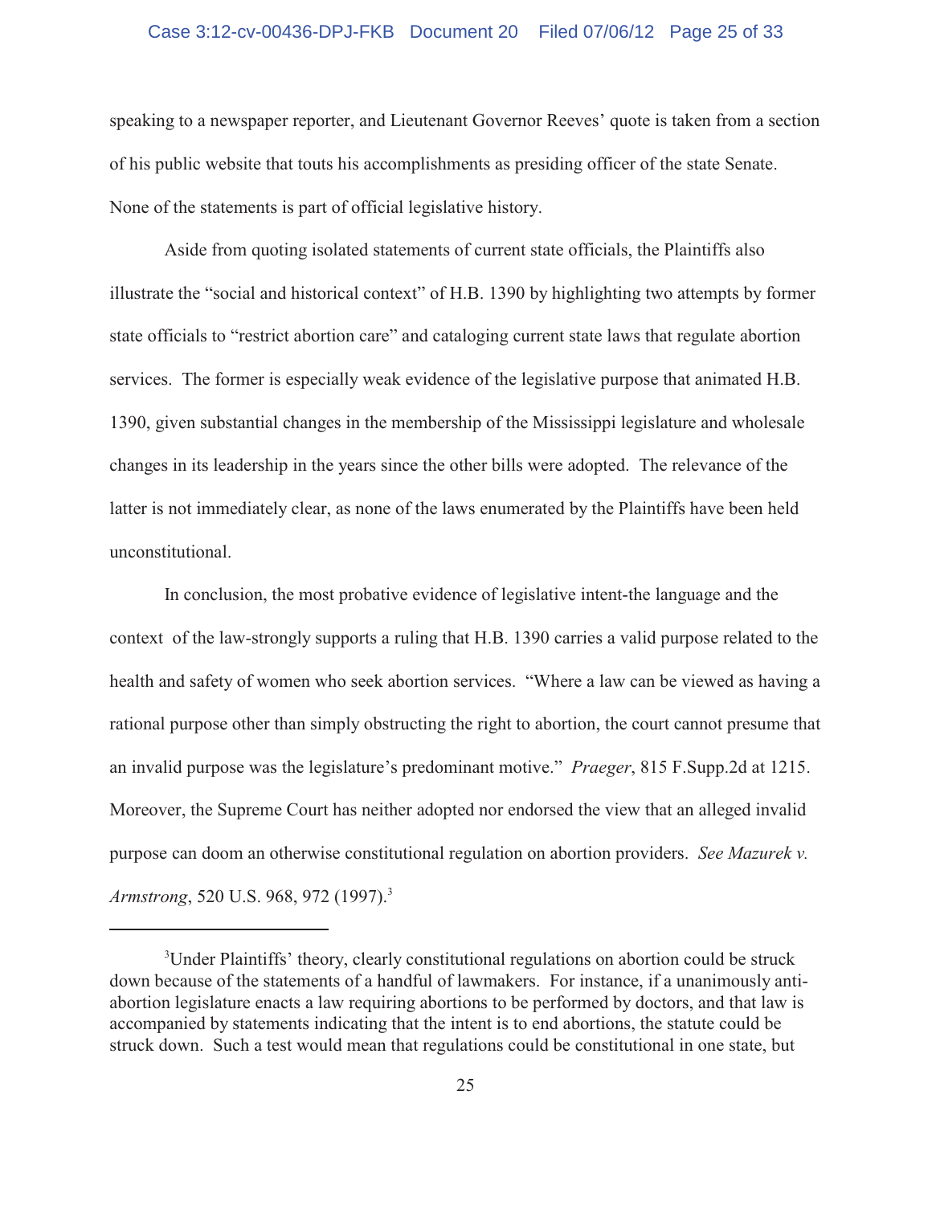speaking to a newspaper reporter, and Lieutenant Governor Reeves' quote is taken from a section of his public website that touts his accomplishments as presiding officer of the state Senate. None of the statements is part of official legislative history.

Aside from quoting isolated statements of current state officials, the Plaintiffs also illustrate the "social and historical context" of H.B. 1390 by highlighting two attempts by former state officials to "restrict abortion care" and cataloging current state laws that regulate abortion services. The former is especially weak evidence of the legislative purpose that animated H.B. 1390, given substantial changes in the membership of the Mississippi legislature and wholesale changes in its leadership in the years since the other bills were adopted. The relevance of the latter is not immediately clear, as none of the laws enumerated by the Plaintiffs have been held unconstitutional.

In conclusion, the most probative evidence of legislative intent-the language and the context of the law-strongly supports a ruling that H.B. 1390 carries a valid purpose related to the health and safety of women who seek abortion services. "Where a law can be viewed as having a rational purpose other than simply obstructing the right to abortion, the court cannot presume that an invalid purpose was the legislature's predominant motive." *Praeger*, 815 F.Supp.2d at 1215. Moreover, the Supreme Court has neither adopted nor endorsed the view that an alleged invalid purpose can doom an otherwise constitutional regulation on abortion providers. *See Mazurek v. Armstrong*, 520 U.S. 968, 972 (1997).[3]

---

[3]Under Plaintiffs' theory, clearly constitutional regulations on abortion could be struck down because of the statements of a handful of lawmakers. For instance, if a unanimously anti-abortion legislature enacts a law requiring abortions to be performed by doctors, and that law is accompanied by statements indicating that the intent is to end abortions, the statute could be struck down. Such a test would mean that regulations could be constitutional in one state, but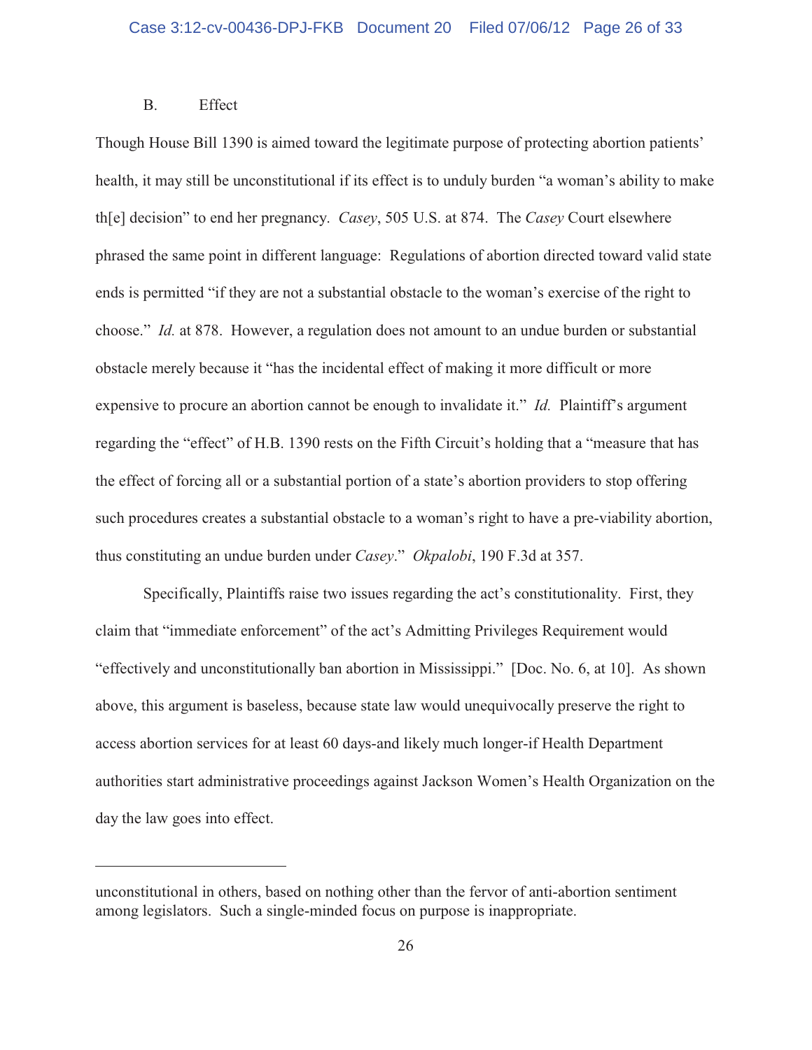B. Effect

Though House Bill 1390 is aimed toward the legitimate purpose of protecting abortion patients' health, it may still be unconstitutional if its effect is to unduly burden "a woman's ability to make th[e] decision" to end her pregnancy. *Casey*, 505 U.S. at 874. The *Casey* Court elsewhere phrased the same point in different language: Regulations of abortion directed toward valid state ends is permitted "if they are not a substantial obstacle to the woman's exercise of the right to choose." *Id.* at 878. However, a regulation does not amount to an undue burden or substantial obstacle merely because it "has the incidental effect of making it more difficult or more expensive to procure an abortion cannot be enough to invalidate it." *Id.* Plaintiff's argument regarding the "effect" of H.B. 1390 rests on the Fifth Circuit's holding that a "measure that has the effect of forcing all or a substantial portion of a state's abortion providers to stop offering such procedures creates a substantial obstacle to a woman's right to have a pre-viability abortion, thus constituting an undue burden under *Casey*." *Okpalobi*, 190 F.3d at 357.

Specifically, Plaintiffs raise two issues regarding the act's constitutionality. First, they claim that "immediate enforcement" of the act's Admitting Privileges Requirement would "effectively and unconstitutionally ban abortion in Mississippi." [Doc. No. 6, at 10]. As shown above, this argument is baseless, because state law would unequivocally preserve the right to access abortion services for at least 60 days-and likely much longer-if Health Department authorities start administrative proceedings against Jackson Women's Health Organization on the day the law goes into effect.

---

unconstitutional in others, based on nothing other than the fervor of anti-abortion sentiment among legislators. Such a single-minded focus on purpose is inappropriate.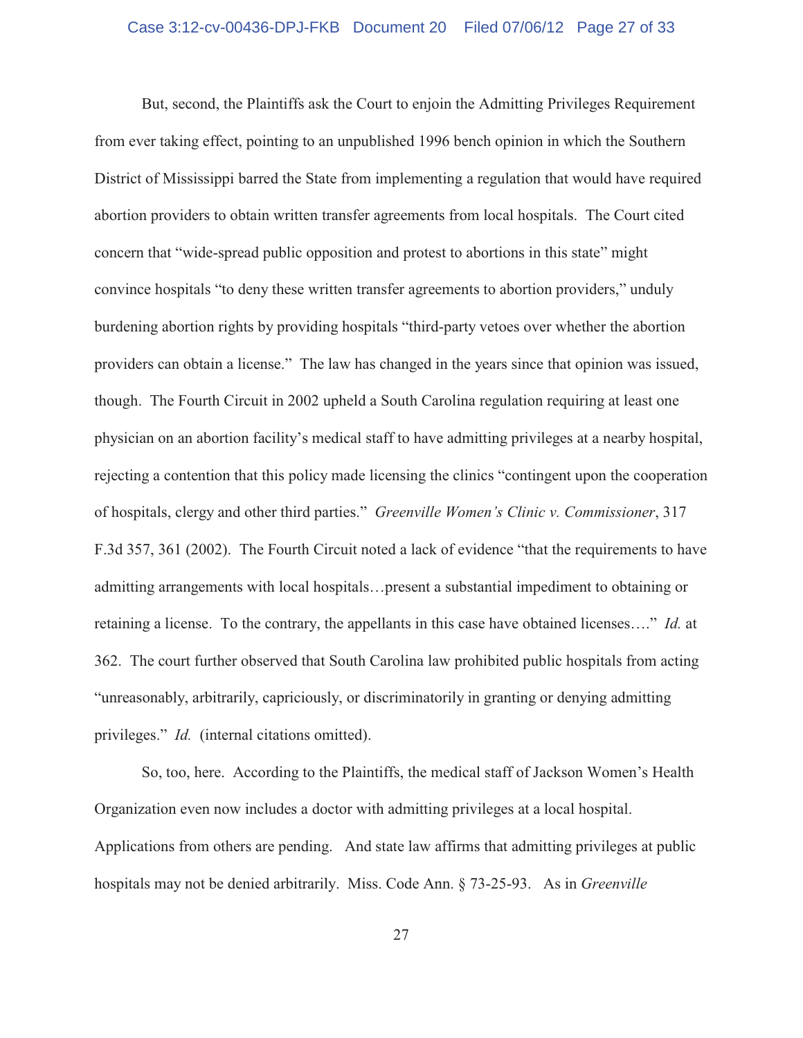But, second, the Plaintiffs ask the Court to enjoin the Admitting Privileges Requirement from ever taking effect, pointing to an unpublished 1996 bench opinion in which the Southern District of Mississippi barred the State from implementing a regulation that would have required abortion providers to obtain written transfer agreements from local hospitals. The Court cited concern that "wide-spread public opposition and protest to abortions in this state" might convince hospitals "to deny these written transfer agreements to abortion providers," unduly burdening abortion rights by providing hospitals "third-party vetoes over whether the abortion providers can obtain a license." The law has changed in the years since that opinion was issued, though. The Fourth Circuit in 2002 upheld a South Carolina regulation requiring at least one physician on an abortion facility's medical staff to have admitting privileges at a nearby hospital, rejecting a contention that this policy made licensing the clinics "contingent upon the cooperation of hospitals, clergy and other third parties." *Greenville Women's Clinic v. Commissioner*, 317 F.3d 357, 361 (2002). The Fourth Circuit noted a lack of evidence "that the requirements to have admitting arrangements with local hospitals…present a substantial impediment to obtaining or retaining a license. To the contrary, the appellants in this case have obtained licenses…." *Id.* at 362. The court further observed that South Carolina law prohibited public hospitals from acting "unreasonably, arbitrarily, capriciously, or discriminatorily in granting or denying admitting privileges." *Id.* (internal citations omitted).

So, too, here. According to the Plaintiffs, the medical staff of Jackson Women's Health Organization even now includes a doctor with admitting privileges at a local hospital. Applications from others are pending. And state law affirms that admitting privileges at public hospitals may not be denied arbitrarily. Miss. Code Ann. § 73-25-93. As in *Greenville*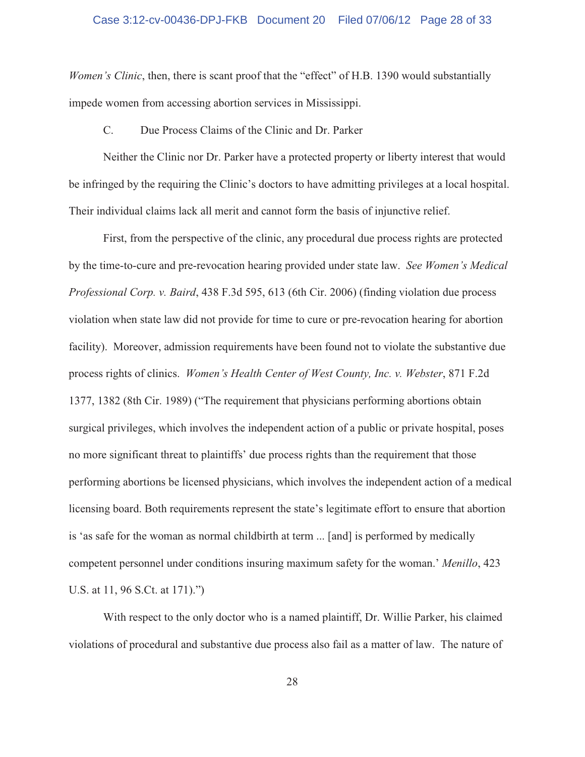*Women's Clinic*, then, there is scant proof that the "effect" of H.B. 1390 would substantially impede women from accessing abortion services in Mississippi.

C. Due Process Claims of the Clinic and Dr. Parker

Neither the Clinic nor Dr. Parker have a protected property or liberty interest that would be infringed by the requiring the Clinic's doctors to have admitting privileges at a local hospital. Their individual claims lack all merit and cannot form the basis of injunctive relief.

First, from the perspective of the clinic, any procedural due process rights are protected by the time-to-cure and pre-revocation hearing provided under state law. *See Women's Medical Professional Corp. v. Baird*, 438 F.3d 595, 613 (6th Cir. 2006) (finding violation due process violation when state law did not provide for time to cure or pre-revocation hearing for abortion facility). Moreover, admission requirements have been found not to violate the substantive due process rights of clinics. *Women's Health Center of West County, Inc. v. Webster*, 871 F.2d 1377, 1382 (8th Cir. 1989) ("The requirement that physicians performing abortions obtain surgical privileges, which involves the independent action of a public or private hospital, poses no more significant threat to plaintiffs' due process rights than the requirement that those performing abortions be licensed physicians, which involves the independent action of a medical licensing board. Both requirements represent the state's legitimate effort to ensure that abortion is 'as safe for the woman as normal childbirth at term ... [and] is performed by medically competent personnel under conditions insuring maximum safety for the woman.' *Menillo*, 423 U.S. at 11, 96 S.Ct. at 171).")

With respect to the only doctor who is a named plaintiff, Dr. Willie Parker, his claimed violations of procedural and substantive due process also fail as a matter of law. The nature of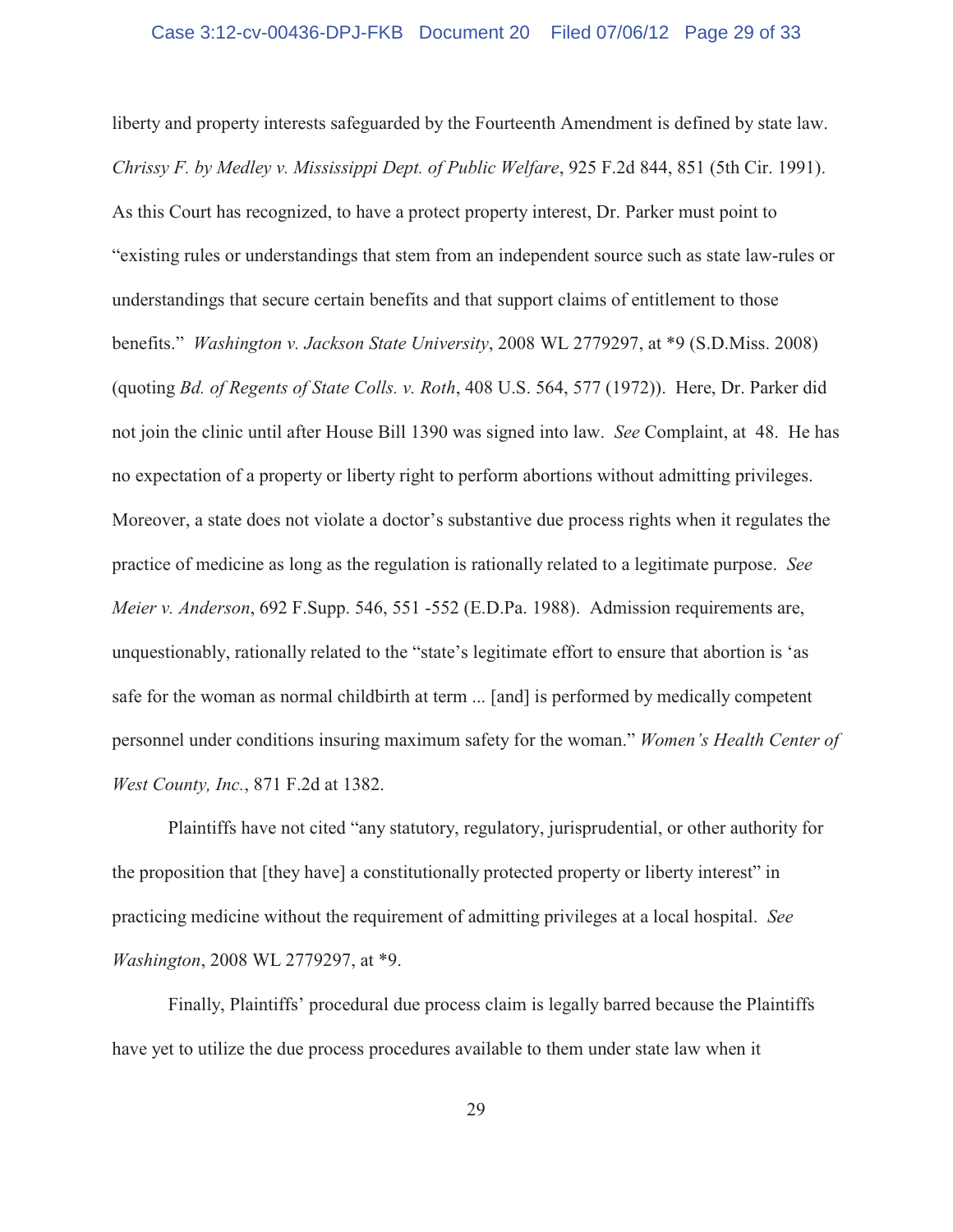liberty and property interests safeguarded by the Fourteenth Amendment is defined by state law. *Chrissy F. by Medley v. Mississippi Dept. of Public Welfare*, 925 F.2d 844, 851 (5th Cir. 1991). As this Court has recognized, to have a protect property interest, Dr. Parker must point to "existing rules or understandings that stem from an independent source such as state law-rules or understandings that secure certain benefits and that support claims of entitlement to those benefits." *Washington v. Jackson State University*, 2008 WL 2779297, at *9 (S.D.Miss. 2008) (quoting *Bd. of Regents of State Colls. v. Roth*, 408 U.S. 564, 577 (1972)). Here, Dr. Parker did not join the clinic until after House Bill 1390 was signed into law. *See* Complaint, at 48. He has no expectation of a property or liberty right to perform abortions without admitting privileges. Moreover, a state does not violate a doctor's substantive due process rights when it regulates the practice of medicine as long as the regulation is rationally related to a legitimate purpose. *See Meier v. Anderson*, 692 F.Supp. 546, 551 -552 (E.D.Pa. 1988). Admission requirements are, unquestionably, rationally related to the "state's legitimate effort to ensure that abortion is 'as safe for the woman as normal childbirth at term ... [and] is performed by medically competent personnel under conditions insuring maximum safety for the woman." *Women's Health Center of West County, Inc.*, 871 F.2d at 1382.

Plaintiffs have not cited "any statutory, regulatory, jurisprudential, or other authority for the proposition that [they have] a constitutionally protected property or liberty interest" in practicing medicine without the requirement of admitting privileges at a local hospital. *See Washington*, 2008 WL 2779297, at *9.

Finally, Plaintiffs' procedural due process claim is legally barred because the Plaintiffs have yet to utilize the due process procedures available to them under state law when it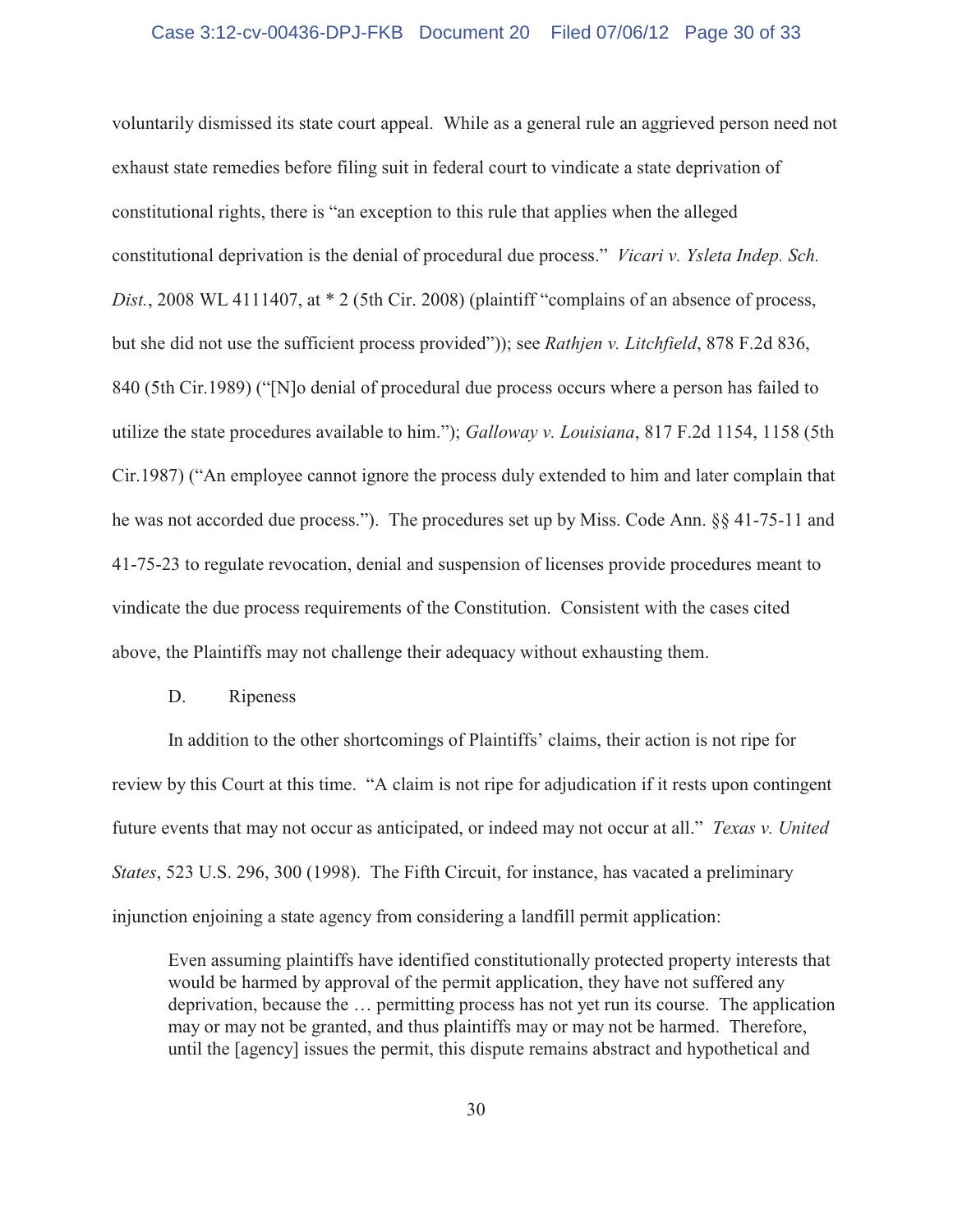voluntarily dismissed its state court appeal. While as a general rule an aggrieved person need not exhaust state remedies before filing suit in federal court to vindicate a state deprivation of constitutional rights, there is "an exception to this rule that applies when the alleged constitutional deprivation is the denial of procedural due process." *Vicari v. Ysleta Indep. Sch. Dist.*, 2008 WL 4111407, at * 2 (5th Cir. 2008) (plaintiff "complains of an absence of process, but she did not use the sufficient process provided")); see *Rathjen v. Litchfield*, 878 F.2d 836, 840 (5th Cir.1989) ("[N]o denial of procedural due process occurs where a person has failed to utilize the state procedures available to him."); *Galloway v. Louisiana*, 817 F.2d 1154, 1158 (5th Cir.1987) ("An employee cannot ignore the process duly extended to him and later complain that he was not accorded due process."). The procedures set up by Miss. Code Ann. §§ 41-75-11 and 41-75-23 to regulate revocation, denial and suspension of licenses provide procedures meant to vindicate the due process requirements of the Constitution. Consistent with the cases cited above, the Plaintiffs may not challenge their adequacy without exhausting them.

D. Ripeness

In addition to the other shortcomings of Plaintiffs' claims, their action is not ripe for review by this Court at this time. "A claim is not ripe for adjudication if it rests upon contingent future events that may not occur as anticipated, or indeed may not occur at all." *Texas v. United States*, 523 U.S. 296, 300 (1998). The Fifth Circuit, for instance, has vacated a preliminary injunction enjoining a state agency from considering a landfill permit application:

> Even assuming plaintiffs have identified constitutionally protected property interests that would be harmed by approval of the permit application, they have not suffered any deprivation, because the … permitting process has not yet run its course. The application may or may not be granted, and thus plaintiffs may or may not be harmed. Therefore, until the [agency] issues the permit, this dispute remains abstract and hypothetical and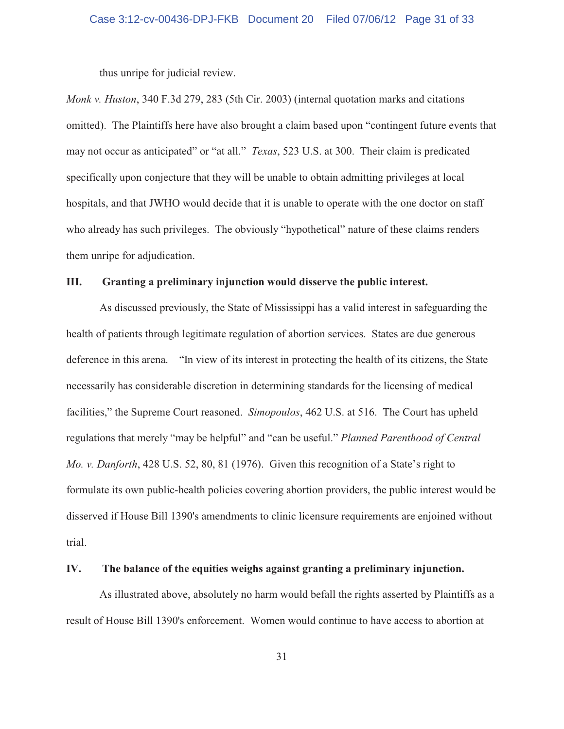thus unripe for judicial review.

*Monk v. Huston*, 340 F.3d 279, 283 (5th Cir. 2003) (internal quotation marks and citations omitted). The Plaintiffs here have also brought a claim based upon "contingent future events that may not occur as anticipated" or "at all." *Texas*, 523 U.S. at 300. Their claim is predicated specifically upon conjecture that they will be unable to obtain admitting privileges at local hospitals, and that JWHO would decide that it is unable to operate with the one doctor on staff who already has such privileges. The obviously "hypothetical" nature of these claims renders them unripe for adjudication.

## III. Granting a preliminary injunction would disserve the public interest.

As discussed previously, the State of Mississippi has a valid interest in safeguarding the health of patients through legitimate regulation of abortion services. States are due generous deference in this arena. "In view of its interest in protecting the health of its citizens, the State necessarily has considerable discretion in determining standards for the licensing of medical facilities," the Supreme Court reasoned. *Simopoulos*, 462 U.S. at 516. The Court has upheld regulations that merely "may be helpful" and "can be useful." *Planned Parenthood of Central Mo. v. Danforth*, 428 U.S. 52, 80, 81 (1976). Given this recognition of a State's right to formulate its own public-health policies covering abortion providers, the public interest would be disserved if House Bill 1390's amendments to clinic licensure requirements are enjoined without trial.

## IV. The balance of the equities weighs against granting a preliminary injunction.

As illustrated above, absolutely no harm would befall the rights asserted by Plaintiffs as a result of House Bill 1390's enforcement. Women would continue to have access to abortion at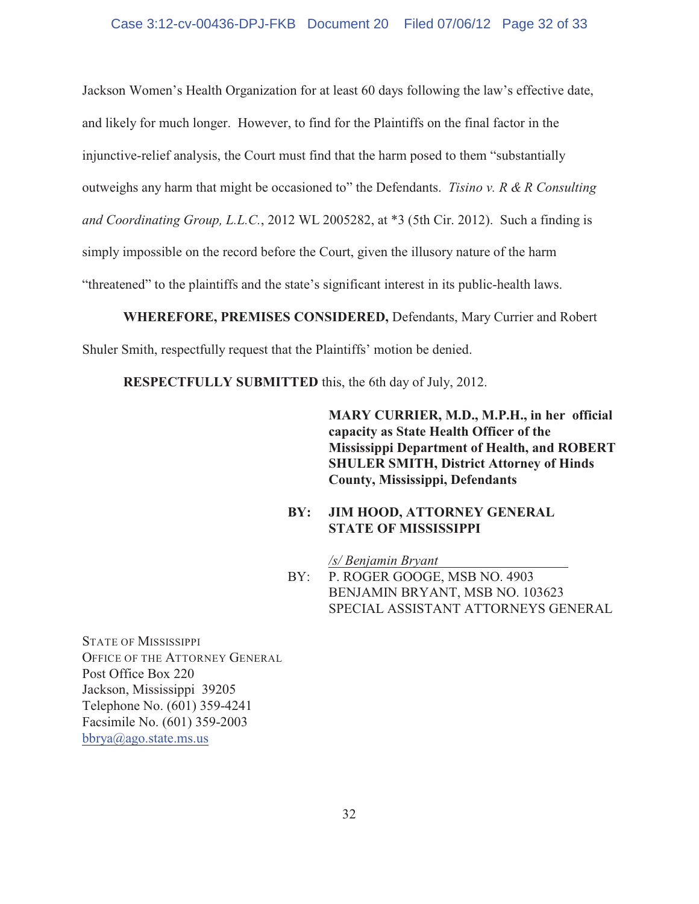Jackson Women's Health Organization for at least 60 days following the law's effective date, and likely for much longer. However, to find for the Plaintiffs on the final factor in the injunctive-relief analysis, the Court must find that the harm posed to them "substantially outweighs any harm that might be occasioned to" the Defendants. *Tisino v. R & R Consulting and Coordinating Group, L.L.C.*, 2012 WL 2005282, at *3 (5th Cir. 2012). Such a finding is simply impossible on the record before the Court, given the illusory nature of the harm "threatened" to the plaintiffs and the state's significant interest in its public-health laws.

**WHEREFORE, PREMISES CONSIDERED,** Defendants, Mary Currier and Robert Shuler Smith, respectfully request that the Plaintiffs' motion be denied.

**RESPECTFULLY SUBMITTED** this, the 6th day of July, 2012.

**MARY CURRIER, M.D., M.P.H., in her official capacity as State Health Officer of the Mississippi Department of Health, and ROBERT SHULER SMITH, District Attorney of Hinds County, Mississippi, Defendants**

**BY: JIM HOOD, ATTORNEY GENERAL**
**STATE OF MISSISSIPPI**

*/s/ Benjamin Bryant*

BY: P. ROGER GOOGE, MSB NO. 4903
BENJAMIN BRYANT, MSB NO. 103623
SPECIAL ASSISTANT ATTORNEYS GENERAL

STATE OF MISSISSIPPI
OFFICE OF THE ATTORNEY GENERAL
Post Office Box 220
Jackson, Mississippi 39205
Telephone No. (601) 359-4241
Facsimile No. (601) 359-2003
bbrya@ago.state.ms.us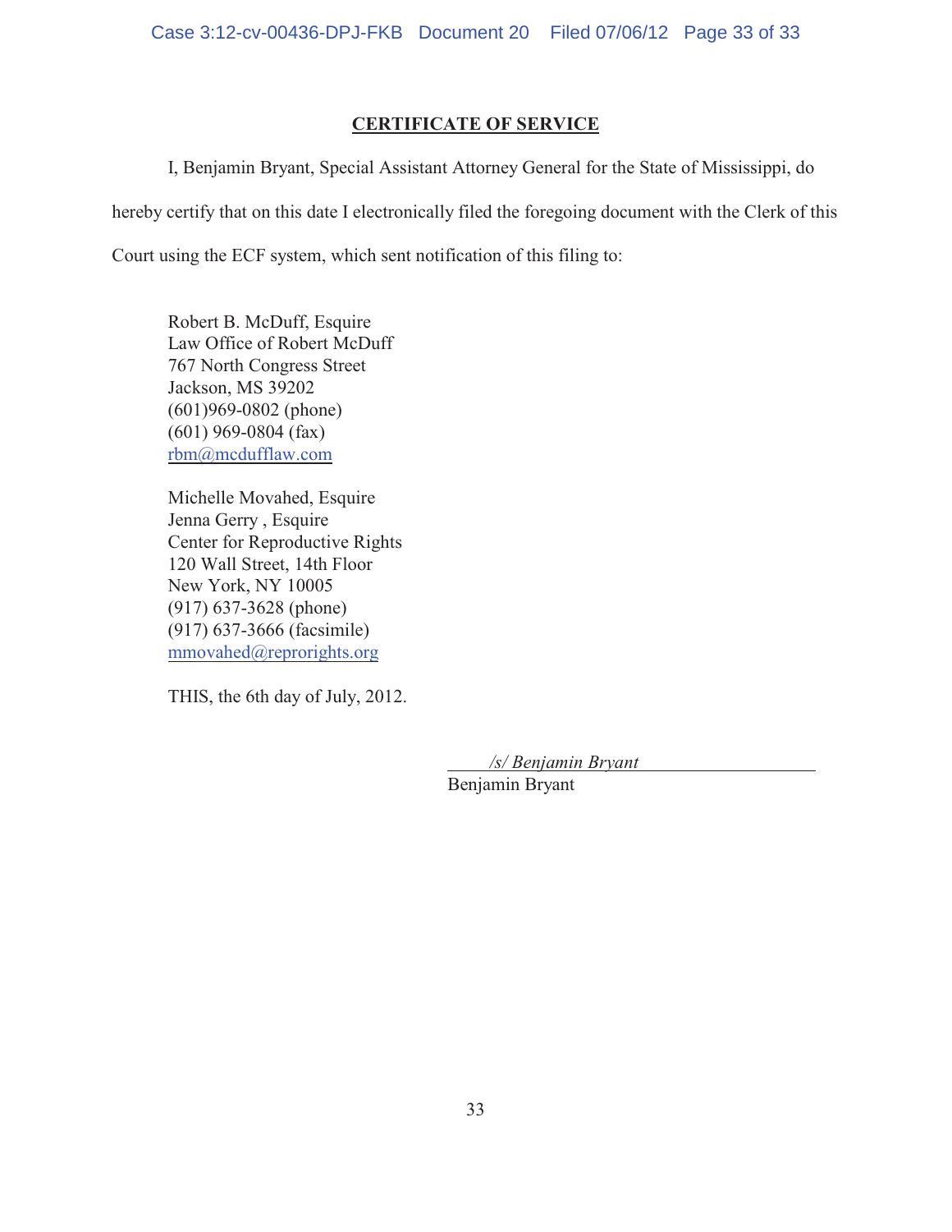**CERTIFICATE OF SERVICE**

I, Benjamin Bryant, Special Assistant Attorney General for the State of Mississippi, do hereby certify that on this date I electronically filed the foregoing document with the Clerk of this Court using the ECF system, which sent notification of this filing to:

Robert B. McDuff, Esquire
Law Office of Robert McDuff
767 North Congress Street
Jackson, MS 39202
(601)969-0802 (phone)
(601) 969-0804 (fax)
rbm@mcdufflaw.com

Michelle Movahed, Esquire
Jenna Gerry , Esquire
Center for Reproductive Rights
120 Wall Street, 14th Floor
New York, NY 10005
(917) 637-3628 (phone)
(917) 637-3666 (facsimile)
mmovahed@reprorights.org

THIS, the 6th day of July, 2012.

*/s/ Benjamin Bryant*
Benjamin Bryant